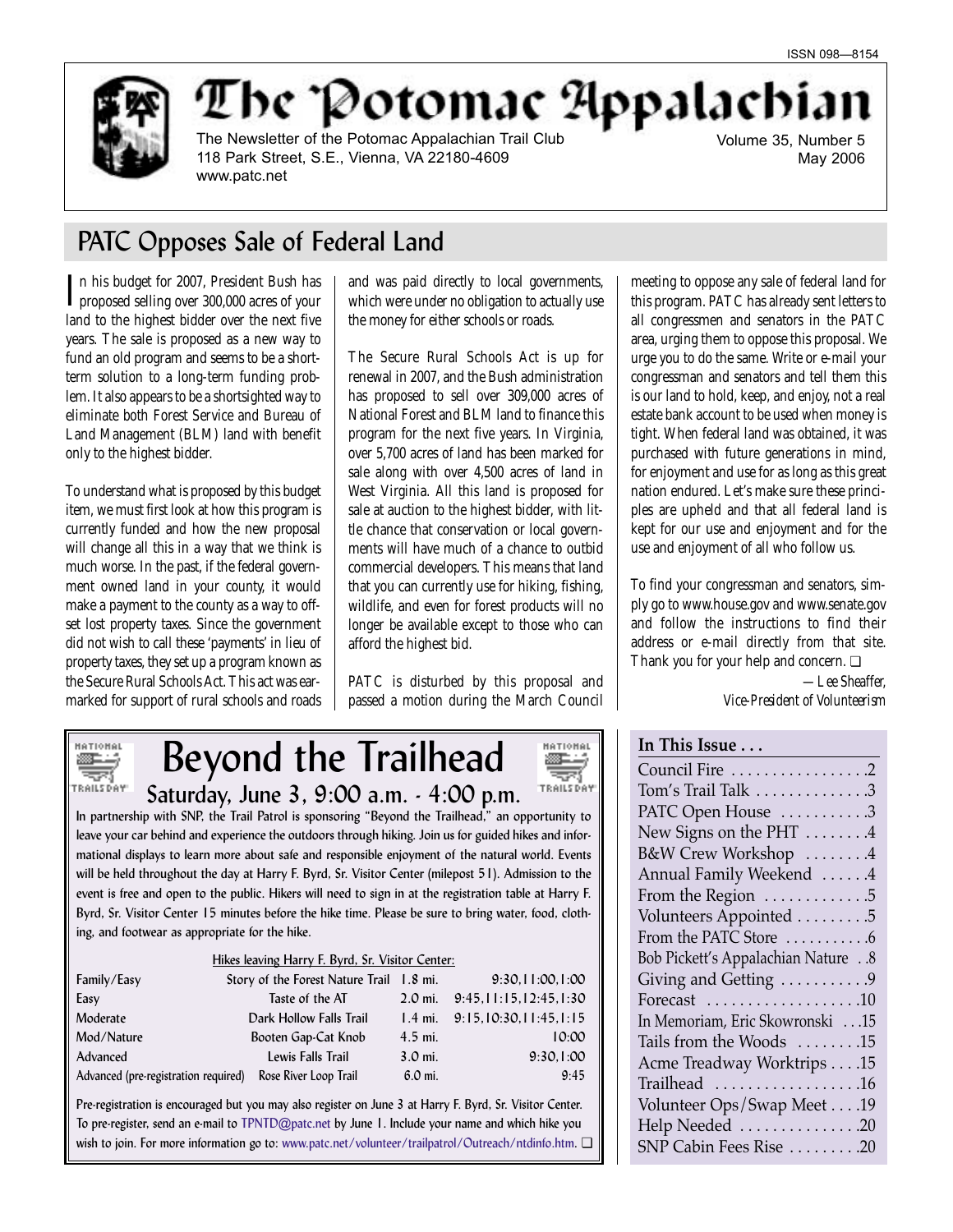ISSN 098—8154

# The Potomac Appalachian

The Newsletter of the Potomac Appalachian Trail Club
118 Park Street, S.E., Vienna, VA 22180-4609
www.patc.net

Volume 35, Number 5
May 2006

## PATC Opposes Sale of Federal Land

In his budget for 2007, President Bush has proposed selling over 300,000 acres of your land to the highest bidder over the next five years. The sale is proposed as a new way to fund an old program and seems to be a short-term solution to a long-term funding problem. It also appears to be a shortsighted way to eliminate both Forest Service and Bureau of Land Management (BLM) land with benefit only to the highest bidder.

To understand what is proposed by this budget item, we must first look at how this program is currently funded and how the new proposal will change all this in a way that we think is much worse. In the past, if the federal government owned land in your county, it would make a payment to the county as a way to offset lost property taxes. Since the government did not wish to call these 'payments' in lieu of property taxes, they set up a program known as the Secure Rural Schools Act. This act was earmarked for support of rural schools and roads and was paid directly to local governments, which were under no obligation to actually use the money for either schools or roads.

The Secure Rural Schools Act is up for renewal in 2007, and the Bush administration has proposed to sell over 309,000 acres of National Forest and BLM land to finance this program for the next five years. In Virginia, over 5,700 acres of land has been marked for sale along with over 4,500 acres of land in West Virginia. All this land is proposed for sale at auction to the highest bidder, with little chance that conservation or local governments will have much of a chance to outbid commercial developers. This means that land that you can currently use for hiking, fishing, wildlife, and even for forest products will no longer be available except to those who can afford the highest bid.

PATC is disturbed by this proposal and passed a motion during the March Council meeting to oppose any sale of federal land for this program. PATC has already sent letters to all congressmen and senators in the PATC area, urging them to oppose this proposal. We urge you to do the same. Write or e-mail your congressman and senators and tell them this is our land to hold, keep, and enjoy, not a real estate bank account to be used when money is tight. When federal land was obtained, it was purchased with future generations in mind, for enjoyment and use for as long as this great nation endured. Let's make sure these principles are upheld and that all federal land is kept for our use and enjoyment and for the use and enjoyment of all who follow us.

To find your congressman and senators, simply go to www.house.gov and www.senate.gov and follow the instructions to find their address or e-mail directly from that site. Thank you for your help and concern. ❑

*—Lee Sheaffer, Vice-President of Volunteerism*

## Beyond the Trailhead

### Saturday, June 3, 9:00 a.m. - 4:00 p.m.

In partnership with SNP, the Trail Patrol is sponsoring "Beyond the Trailhead," an opportunity to leave your car behind and experience the outdoors through hiking. Join us for guided hikes and informational displays to learn more about safe and responsible enjoyment of the natural world. Events will be held throughout the day at Harry F. Byrd, Sr. Visitor Center (milepost 51). Admission to the event is free and open to the public. Hikers will need to sign in at the registration table at Harry F. Byrd, Sr. Visitor Center 15 minutes before the hike time. Please be sure to bring water, food, clothing, and footwear as appropriate for the hike.

Hikes leaving Harry F. Byrd, Sr. Visitor Center:

| Level | Hike | Distance | Times |
|---|---|---|---|
| Family/Easy | Story of the Forest Nature Trail | 1.8 mi. | 9:30,11:00,1:00 |
| Easy | Taste of the AT | 2.0 mi. | 9:45,11:15,12:45,1:30 |
| Moderate | Dark Hollow Falls Trail | 1.4 mi. | 9:15,10:30,11:45,1:15 |
| Mod/Nature | Booten Gap-Cat Knob | 4.5 mi. | 10:00 |
| Advanced | Lewis Falls Trail | 3.0 mi. | 9:30,1:00 |
| Advanced (pre-registration required) | Rose River Loop Trail | 6.0 mi. | 9:45 |

Pre-registration is encouraged but you may also register on June 3 at Harry F. Byrd, Sr. Visitor Center. To pre-register, send an e-mail to TPNTD@patc.net by June 1. Include your name and which hike you wish to join. For more information go to: www.patc.net/volunteer/trailpatrol/Outreach/ntdinfo.htm. ❑

### In This Issue . . .

- Council Fire . . . . . . . . . . . . . . . .2
- Tom's Trail Talk . . . . . . . . . . . . .3
- PATC Open House . . . . . . . . . . .3
- New Signs on the PHT . . . . . . . .4
- B&W Crew Workshop . . . . . . . .4
- Annual Family Weekend . . . . . .4
- From the Region . . . . . . . . . . . .5
- Volunteers Appointed . . . . . . . . .5
- From the PATC Store . . . . . . . . . .6
- Bob Pickett's Appalachian Nature . .8
- Giving and Getting . . . . . . . . . .9
- Forecast . . . . . . . . . . . . . . . . . .10
- In Memoriam, Eric Skowronski . . .15
- Tails from the Woods . . . . . . . .15
- Acme Treadway Worktrips . . . .15
- Trailhead . . . . . . . . . . . . . . . . .16
- Volunteer Ops/Swap Meet . . . .19
- Help Needed . . . . . . . . . . . . . .20
- SNP Cabin Fees Rise . . . . . . . . .20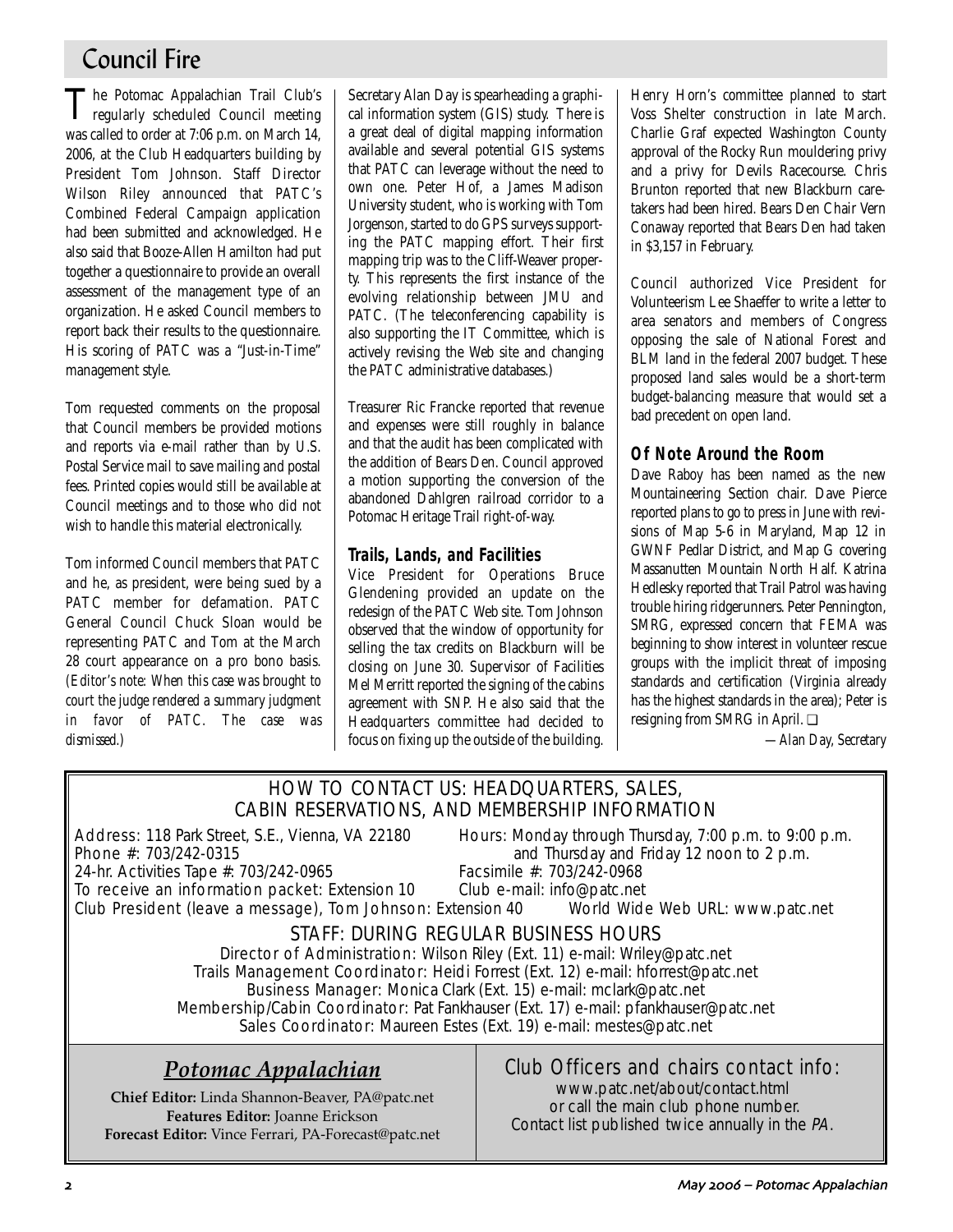# Council Fire

The Potomac Appalachian Trail Club's regularly scheduled Council meeting was called to order at 7:06 p.m. on March 14, 2006, at the Club Headquarters building by President Tom Johnson. Staff Director Wilson Riley announced that PATC's Combined Federal Campaign application had been submitted and acknowledged. He also said that Booze-Allen Hamilton had put together a questionnaire to provide an overall assessment of the management type of an organization. He asked Council members to report back their results to the questionnaire. His scoring of PATC was a "Just-in-Time" management style.

Tom requested comments on the proposal that Council members be provided motions and reports via e-mail rather than by U.S. Postal Service mail to save mailing and postal fees. Printed copies would still be available at Council meetings and to those who did not wish to handle this material electronically.

Tom informed Council members that PATC and he, as president, were being sued by a PATC member for defamation. PATC General Council Chuck Sloan would be representing PATC and Tom at the March 28 court appearance on a pro bono basis. *(Editor's note: When this case was brought to court the judge rendered a summary judgment in favor of PATC. The case was dismissed.)*

Secretary Alan Day is spearheading a graphical information system (GIS) study. There is a great deal of digital mapping information available and several potential GIS systems that PATC can leverage without the need to own one. Peter Hof, a James Madison University student, who is working with Tom Jorgenson, started to do GPS surveys supporting the PATC mapping effort. Their first mapping trip was to the Cliff-Weaver property. This represents the first instance of the evolving relationship between JMU and PATC. (The teleconferencing capability is also supporting the IT Committee, which is actively revising the Web site and changing the PATC administrative databases.)

Treasurer Ric Francke reported that revenue and expenses were still roughly in balance and that the audit has been complicated with the addition of Bears Den. Council approved a motion supporting the conversion of the abandoned Dahlgren railroad corridor to a Potomac Heritage Trail right-of-way.

### Trails, Lands, and Facilities

Vice President for Operations Bruce Glendening provided an update on the redesign of the PATC Web site. Tom Johnson observed that the window of opportunity for selling the tax credits on Blackburn will be closing on June 30. Supervisor of Facilities Mel Merritt reported the signing of the cabins agreement with SNP. He also said that the Headquarters committee had decided to focus on fixing up the outside of the building. Henry Horn's committee planned to start Voss Shelter construction in late March. Charlie Graf expected Washington County approval of the Rocky Run mouldering privy and a privy for Devils Racecourse. Chris Brunton reported that new Blackburn caretakers had been hired. Bears Den Chair Vern Conaway reported that Bears Den had taken in $3,157 in February.

Council authorized Vice President for Volunteerism Lee Shaeffer to write a letter to area senators and members of Congress opposing the sale of National Forest and BLM land in the federal 2007 budget. These proposed land sales would be a short-term budget-balancing measure that would set a bad precedent on open land.

### Of Note Around the Room

Dave Raboy has been named as the new Mountaineering Section chair. Dave Pierce reported plans to go to press in June with revisions of Map 5-6 in Maryland, Map 12 in GWNF Pedlar District, and Map G covering Massanutten Mountain North Half. Katrina Hedlesky reported that Trail Patrol was having trouble hiring ridgerunners. Peter Pennington, SMRG, expressed concern that FEMA was beginning to show interest in volunteer rescue groups with the implicit threat of imposing standards and certification (Virginia already has the highest standards in the area); Peter is resigning from SMRG in April. ❑

*—Alan Day, Secretary*

## HOW TO CONTACT US: HEADQUARTERS, SALES, CABIN RESERVATIONS, AND MEMBERSHIP INFORMATION

Address: 118 Park Street, S.E., Vienna, VA 22180
Phone #: 703/242-0315
24-hr. Activities Tape #: 703/242-0965
To receive an information packet: Extension 10
Club President (leave a message), Tom Johnson: Extension 40

Hours: Monday through Thursday, 7:00 p.m. to 9:00 p.m. and Thursday and Friday 12 noon to 2 p.m.
Facsimile #: 703/242-0968
Club e-mail: info@patc.net
World Wide Web URL: www.patc.net

### STAFF: DURING REGULAR BUSINESS HOURS

Director of Administration: Wilson Riley (Ext. 11) e-mail: Wriley@patc.net
Trails Management Coordinator: Heidi Forrest (Ext. 12) e-mail: hforrest@patc.net
Business Manager: Monica Clark (Ext. 15) e-mail: mclark@patc.net
Membership/Cabin Coordinator: Pat Fankhauser (Ext. 17) e-mail: pfankhauser@patc.net
Sales Coordinator: Maureen Estes (Ext. 19) e-mail: mestes@patc.net

## *Potomac Appalachian*

**Chief Editor:** Linda Shannon-Beaver, PA@patc.net
**Features Editor:** Joanne Erickson
**Forecast Editor:** Vince Ferrari, PA-Forecast@patc.net

### Club Officers and chairs contact info:

www.patc.net/about/contact.html
or call the main club phone number.
Contact list published twice annually in the *PA*.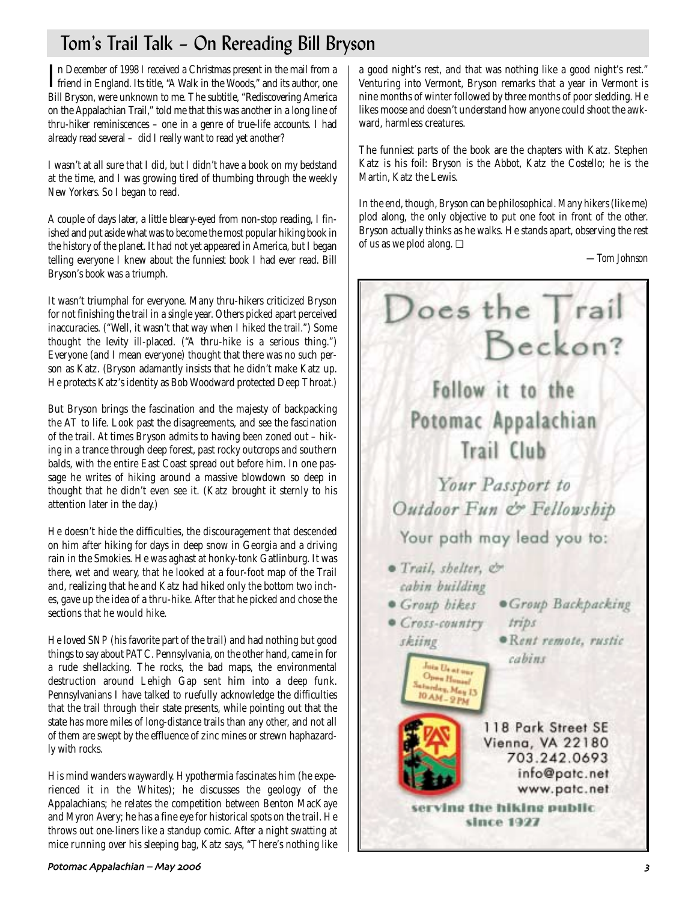# Tom's Trail Talk – On Rereading Bill Bryson

In December of 1998 I received a Christmas present in the mail from a friend in England. Its title, "A Walk in the Woods," and its author, one Bill Bryson, were unknown to me. The subtitle, "Rediscovering America on the Appalachian Trail," told me that this was another in a long line of thru-hiker reminiscences – one in a genre of true-life accounts. I had already read several – did I really want to read yet another?

I wasn't at all sure that I did, but I didn't have a book on my bedstand at the time, and I was growing tired of thumbing through the weekly *New Yorkers*. So I began to read.

A couple of days later, a little bleary-eyed from non-stop reading, I finished and put aside what was to become the most popular hiking book in the history of the planet. It had not yet appeared in America, but I began telling everyone I knew about the funniest book I had ever read. Bill Bryson's book was a triumph.

It wasn't triumphal for everyone. Many thru-hikers criticized Bryson for not finishing the trail in a single year. Others picked apart perceived inaccuracies. ("Well, it wasn't that way when I hiked the trail.") Some thought the levity ill-placed. ("A thru-hike is a serious thing.") Everyone (and I mean everyone) thought that there was no such person as Katz. (Bryson adamantly insists that he didn't make Katz up. He protects Katz's identity as Bob Woodward protected Deep Throat.)

But Bryson brings the fascination and the majesty of backpacking the AT to life. Look past the disagreements, and see the fascination of the trail. At times Bryson admits to having been zoned out – hiking in a trance through deep forest, past rocky outcrops and southern balds, with the entire East Coast spread out before him. In one passage he writes of hiking around a massive blowdown so deep in thought that he didn't even see it. (Katz brought it sternly to his attention later in the day.)

He doesn't hide the difficulties, the discouragement that descended on him after hiking for days in deep snow in Georgia and a driving rain in the Smokies. He was aghast at honky-tonk Gatlinburg. It was there, wet and weary, that he looked at a four-foot map of the Trail and, realizing that he and Katz had hiked only the bottom two inches, gave up the idea of a thru-hike. After that he picked and chose the sections that he would hike.

He loved SNP (his favorite part of the trail) and had nothing but good things to say about PATC. Pennsylvania, on the other hand, came in for a rude shellacking. The rocks, the bad maps, the environmental destruction around Lehigh Gap sent him into a deep funk. Pennsylvanians I have talked to ruefully acknowledge the difficulties that the trail through their state presents, while pointing out that the state has more miles of long-distance trails than any other, and not all of them are swept by the effluence of zinc mines or strewn haphazardly with rocks.

His mind wanders waywardly. Hypothermia fascinates him (he experienced it in the Whites); he discusses the geology of the Appalachians; he relates the competition between Benton MacKaye and Myron Avery; he has a fine eye for historical spots on the trail. He throws out one-liners like a standup comic. After a night swatting at mice running over his sleeping bag, Katz says, "There's nothing like a good night's rest, and that was nothing like a good night's rest." Venturing into Vermont, Bryson remarks that a year in Vermont is nine months of winter followed by three months of poor sledding. He likes moose and doesn't understand how anyone could shoot the awkward, harmless creatures.

The funniest parts of the book are the chapters with Katz. Stephen Katz is his foil: Bryson is the Abbot, Katz the Costello; he is the Martin, Katz the Lewis.

In the end, though, Bryson can be philosophical. Many hikers (like me) plod along, the only objective to put one foot in front of the other. Bryson actually thinks as he walks. He stands apart, observing the rest of us as we plod along. ❑

—*Tom Johnson*

---

Does the Trail Beckon?

Follow it to the Potomac Appalachian Trail Club

*Your Passport to Outdoor Fun & Fellowship*

Your path may lead you to:

- *Trail, shelter, & cabin building*
- *Group hikes*
- *Cross-country skiing*
- *Group Backpacking trips*
- *Rent remote, rustic cabins*

Join Us at our Open House! Saturday, May 13 10 AM – 2 PM

118 Park Street SE
Vienna, VA 22180
703.242.0693
info@patc.net
www.patc.net

serving the hiking public since 1927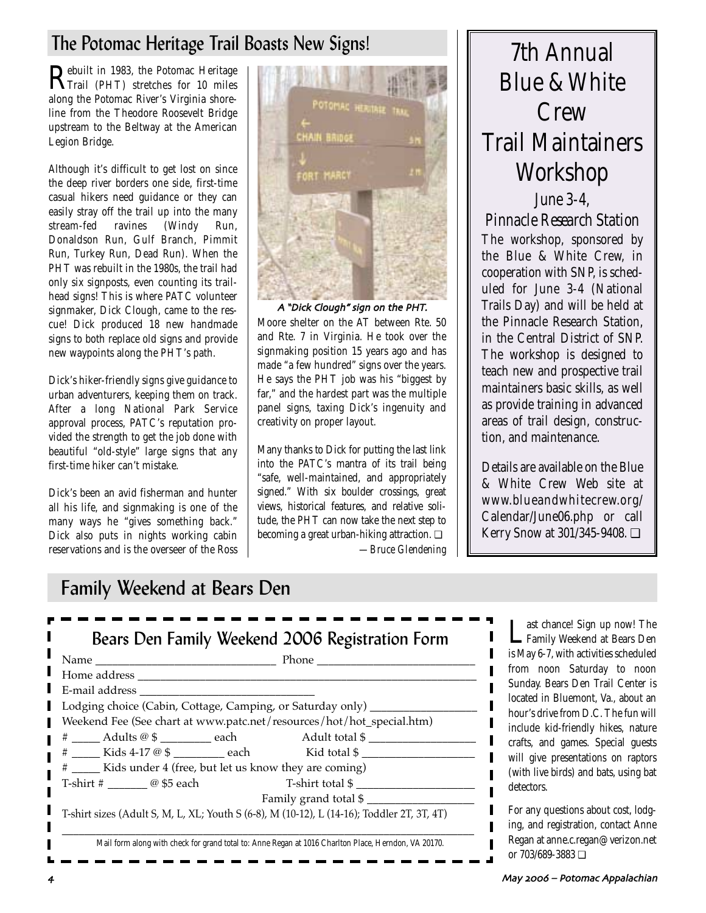## The Potomac Heritage Trail Boasts New Signs!

Rebuilt in 1983, the Potomac Heritage Trail (PHT) stretches for 10 miles along the Potomac River's Virginia shoreline from the Theodore Roosevelt Bridge upstream to the Beltway at the American Legion Bridge.

Although it's difficult to get lost on since the deep river borders one side, first-time casual hikers need guidance or they can easily stray off the trail up into the many stream-fed ravines (Windy Run, Donaldson Run, Gulf Branch, Pimmit Run, Turkey Run, Dead Run). When the PHT was rebuilt in the 1980s, the trail had only six signposts, even counting its trailhead signs! This is where PATC volunteer signmaker, Dick Clough, came to the rescue! Dick produced 18 new handmade signs to both replace old signs and provide new waypoints along the PHT's path.

Dick's hiker-friendly signs give guidance to urban adventurers, keeping them on track. After a long National Park Service approval process, PATC's reputation provided the strength to get the job done with beautiful "old-style" large signs that any first-time hiker can't mistake.

Dick's been an avid fisherman and hunter all his life, and signmaking is one of the many ways he "gives something back." Dick also puts in nights working cabin reservations and is the overseer of the Ross Moore shelter on the AT between Rte. 50 and Rte. 7 in Virginia. He took over the signmaking position 15 years ago and has made "a few hundred" signs over the years. He says the PHT job was his "biggest by far," and the hardest part was the multiple panel signs, taxing Dick's ingenuity and creativity on proper layout.

*A "Dick Clough" sign on the PHT.*

Many thanks to Dick for putting the last link into the PATC's mantra of its trail being "safe, well-maintained, and appropriately signed." With six boulder crossings, great views, historical features, and relative solitude, the PHT can now take the next step to becoming a great urban-hiking attraction. ❑

*—Bruce Glendening*

## 7th Annual Blue & White Crew Trail Maintainers Workshop

### June 3-4, Pinnacle Research Station

The workshop, sponsored by the Blue & White Crew, in cooperation with SNP, is scheduled for June 3-4 (National Trails Day) and will be held at the Pinnacle Research Station, in the Central District of SNP. The workshop is designed to teach new and prospective trail maintainers basic skills, as well as provide training in advanced areas of trail design, construction, and maintenance.

Details are available on the Blue & White Crew Web site at www.blueandwhitecrew.org/Calendar/June06.php or call Kerry Snow at 301/345-9408. ❑

## Family Weekend at Bears Den

### Bears Den Family Weekend 2006 Registration Form

Name ______________________ Phone ______________________

Home address ______________________________________________

E-mail address ______________________

Lodging choice (Cabin, Cottage, Camping, or Saturday only) ______________

Weekend Fee (See chart at www.patc.net/resources/hot/hot_special.htm)

\# _____ Adults @ $ ________ each    Adult total $ ______________

\# _____ Kids 4-17 @ $ ________ each    Kid total $ ______________

\# _____ Kids under 4 (free, but let us know they are coming)

T-shirt # _______ @ $5 each    T-shirt total $ ______________

Family grand total $ ______________

T-shirt sizes (Adult S, M, L, XL; Youth S (6-8), M (10-12), L (14-16); Toddler 2T, 3T, 4T)

______________________________________________

Mail form along with check for grand total to: Anne Regan at 1016 Charlton Place, Herndon, VA 20170.

Last chance! Sign up now! The Family Weekend at Bears Den is May 6-7, with activities scheduled from noon Saturday to noon Sunday. Bears Den Trail Center is located in Bluemont, Va., about an hour's drive from D.C. The fun will include kid-friendly hikes, nature crafts, and games. Special guests will give presentations on raptors (with live birds) and bats, using bat detectors.

For any questions about cost, lodging, and registration, contact Anne Regan at anne.c.regan@verizon.net or 703/689-3883 ❑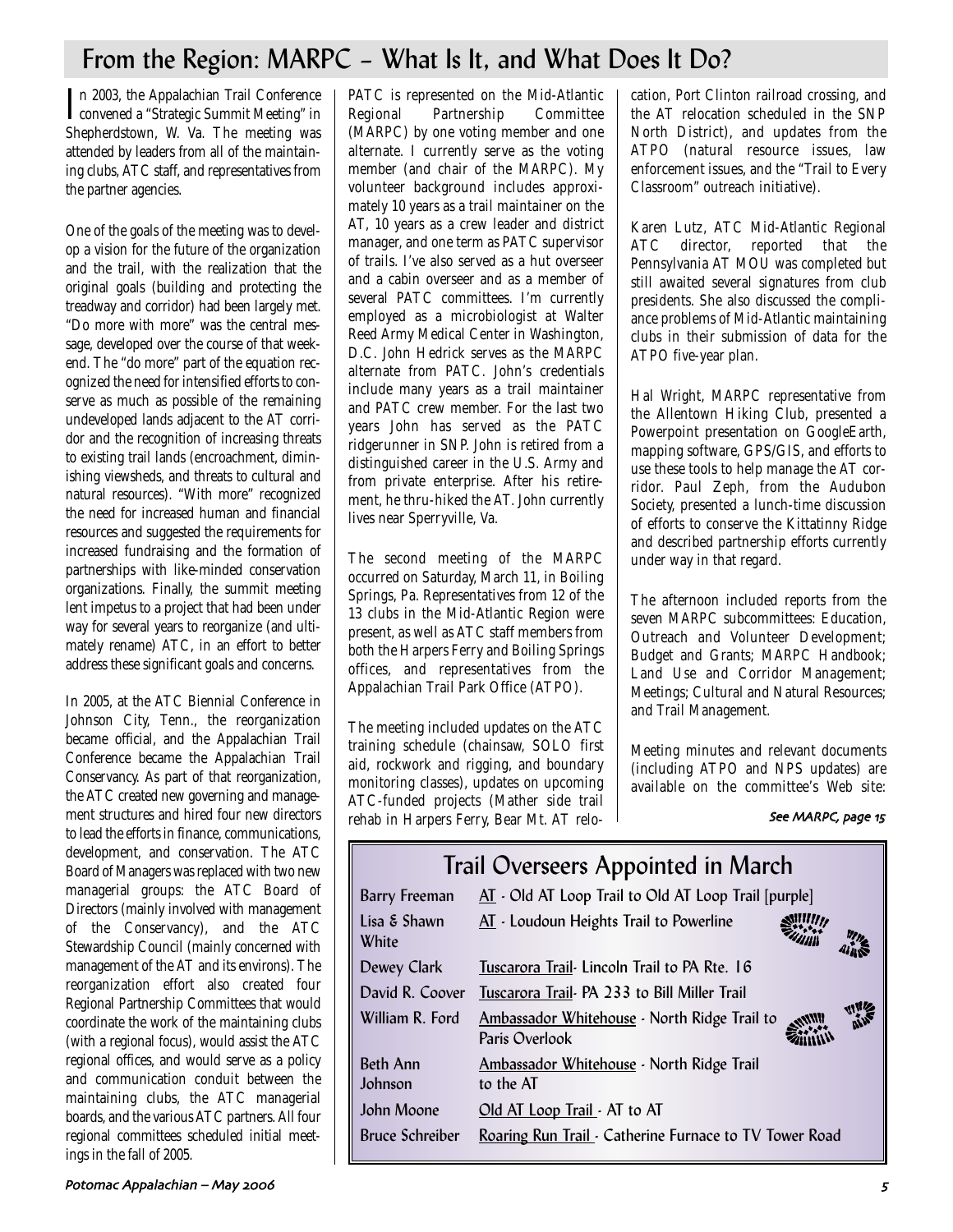# From the Region: MARPC – What Is It, and What Does It Do?

In 2003, the Appalachian Trail Conference convened a "Strategic Summit Meeting" in Shepherdstown, W. Va. The meeting was attended by leaders from all of the maintaining clubs, ATC staff, and representatives from the partner agencies.

One of the goals of the meeting was to develop a vision for the future of the organization and the trail, with the realization that the original goals (building and protecting the treadway and corridor) had been largely met. "Do more with more" was the central message, developed over the course of that weekend. The "do more" part of the equation recognized the need for intensified efforts to conserve as much as possible of the remaining undeveloped lands adjacent to the AT corridor and the recognition of increasing threats to existing trail lands (encroachment, diminishing viewsheds, and threats to cultural and natural resources). "With more" recognized the need for increased human and financial resources and suggested the requirements for increased fundraising and the formation of partnerships with like-minded conservation organizations. Finally, the summit meeting lent impetus to a project that had been under way for several years to reorganize (and ultimately rename) ATC, in an effort to better address these significant goals and concerns.

In 2005, at the ATC Biennial Conference in Johnson City, Tenn., the reorganization became official, and the Appalachian Trail Conference became the Appalachian Trail Conservancy. As part of that reorganization, the ATC created new governing and management structures and hired four new directors to lead the efforts in finance, communications, development, and conservation. The ATC Board of Managers was replaced with two new managerial groups: the ATC Board of Directors (mainly involved with management of the Conservancy), and the ATC Stewardship Council (mainly concerned with management of the AT and its environs). The reorganization effort also created four Regional Partnership Committees that would coordinate the work of the maintaining clubs (with a regional focus), would assist the ATC regional offices, and would serve as a policy and communication conduit between the maintaining clubs, the ATC managerial boards, and the various ATC partners. All four regional committees scheduled initial meetings in the fall of 2005.

PATC is represented on the Mid-Atlantic Regional Partnership Committee (MARPC) by one voting member and one alternate. I currently serve as the voting member (and chair of the MARPC). My volunteer background includes approximately 10 years as a trail maintainer on the AT, 10 years as a crew leader and district manager, and one term as PATC supervisor of trails. I've also served as a hut overseer and a cabin overseer and as a member of several PATC committees. I'm currently employed as a microbiologist at Walter Reed Army Medical Center in Washington, D.C. John Hedrick serves as the MARPC alternate from PATC. John's credentials include many years as a trail maintainer and PATC crew member. For the last two years John has served as the PATC ridgerunner in SNP. John is retired from a distinguished career in the U.S. Army and from private enterprise. After his retirement, he thru-hiked the AT. John currently lives near Sperryville, Va.

The second meeting of the MARPC occurred on Saturday, March 11, in Boiling Springs, Pa. Representatives from 12 of the 13 clubs in the Mid-Atlantic Region were present, as well as ATC staff members from both the Harpers Ferry and Boiling Springs offices, and representatives from the Appalachian Trail Park Office (ATPO).

The meeting included updates on the ATC training schedule (chainsaw, SOLO first aid, rockwork and rigging, and boundary monitoring classes), updates on upcoming ATC-funded projects (Mather side trail rehab in Harpers Ferry, Bear Mt. AT relocation, Port Clinton railroad crossing, and the AT relocation scheduled in the SNP North District), and updates from the ATPO (natural resource issues, law enforcement issues, and the "Trail to Every Classroom" outreach initiative).

Karen Lutz, ATC Mid-Atlantic Regional ATC director, reported that the Pennsylvania AT MOU was completed but still awaited several signatures from club presidents. She also discussed the compliance problems of Mid-Atlantic maintaining clubs in their submission of data for the ATPO five-year plan.

Hal Wright, MARPC representative from the Allentown Hiking Club, presented a Powerpoint presentation on GoogleEarth, mapping software, GPS/GIS, and efforts to use these tools to help manage the AT corridor. Paul Zeph, from the Audubon Society, presented a lunch-time discussion of efforts to conserve the Kittatinny Ridge and described partnership efforts currently under way in that regard.

The afternoon included reports from the seven MARPC subcommittees: Education, Outreach and Volunteer Development; Budget and Grants; MARPC Handbook; Land Use and Corridor Management; Meetings; Cultural and Natural Resources; and Trail Management.

Meeting minutes and relevant documents (including ATPO and NPS updates) are available on the committee's Web site:

*See MARPC, page 15*

## Trail Overseers Appointed in March

| Name | Trail Section |
|---|---|
| Barry Freeman | AT - Old AT Loop Trail to Old AT Loop Trail [purple] |
| Lisa & Shawn White | AT - Loudoun Heights Trail to Powerline |
| Dewey Clark | Tuscarora Trail- Lincoln Trail to PA Rte. 16 |
| David R. Coover | Tuscarora Trail- PA 233 to Bill Miller Trail |
| William R. Ford | Ambassador Whitehouse - North Ridge Trail to Paris Overlook |
| Beth Ann Johnson | Ambassador Whitehouse - North Ridge Trail to the AT |
| John Moone | Old AT Loop Trail - AT to AT |
| Bruce Schreiber | Roaring Run Trail - Catherine Furnace to TV Tower Road |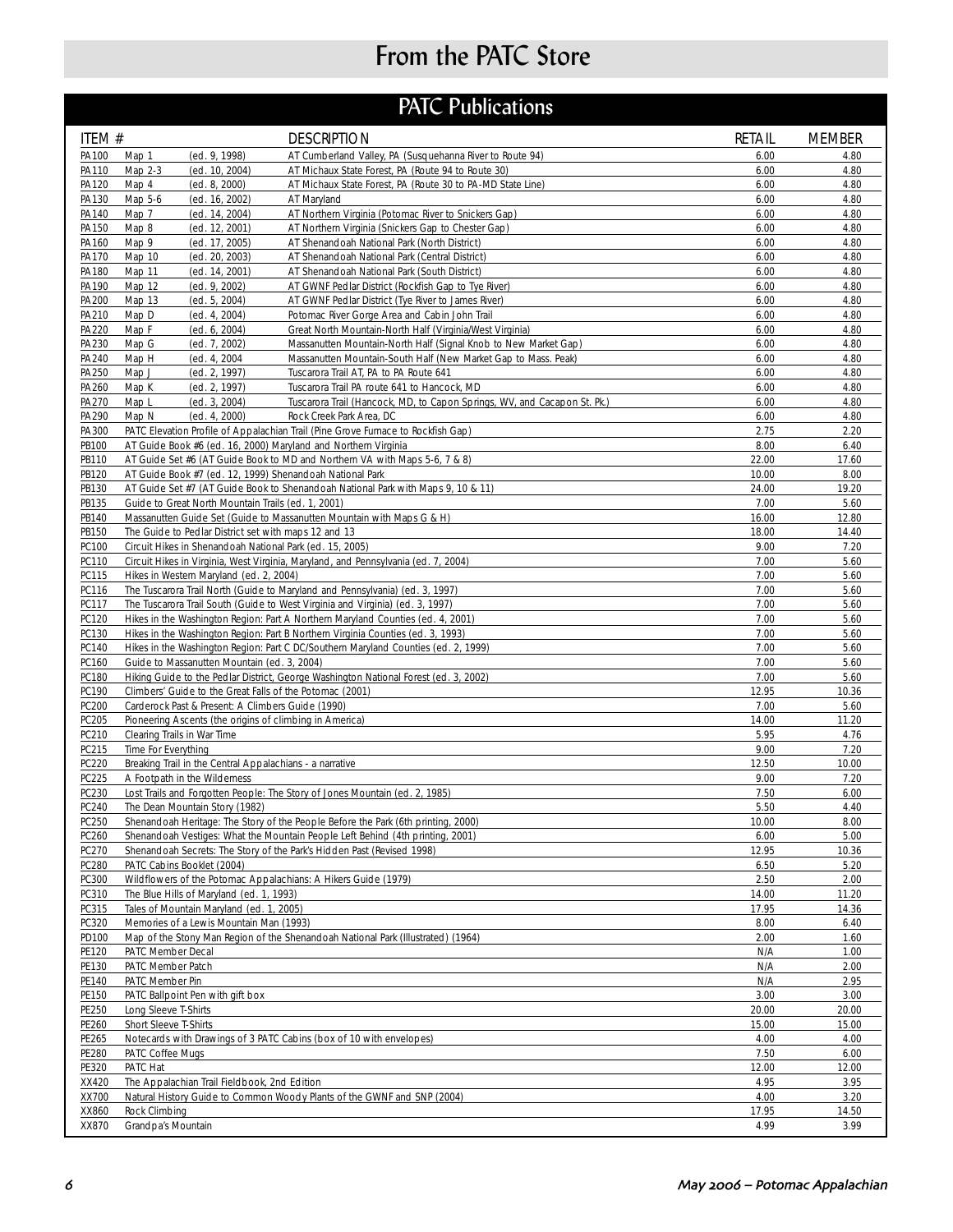# From the PATC Store

## PATC Publications

| ITEM # | DESCRIPTION | RETAIL | MEMBER |
|---|---|---|---|
| PA100 | Map 1 (ed. 9, 1998) AT Cumberland Valley, PA (Susquehanna River to Route 94) | 6.00 | 4.80 |
| PA110 | Map 2-3 (ed. 10, 2004) AT Michaux State Forest, PA (Route 94 to Route 30) | 6.00 | 4.80 |
| PA120 | Map 4 (ed. 8, 2000) AT Michaux State Forest, PA (Route 30 to PA-MD State Line) | 6.00 | 4.80 |
| PA130 | Map 5-6 (ed. 16, 2002) AT Maryland | 6.00 | 4.80 |
| PA140 | Map 7 (ed. 14, 2004) AT Northern Virginia (Potomac River to Snickers Gap) | 6.00 | 4.80 |
| PA150 | Map 8 (ed. 12, 2001) AT Northern Virginia (Snickers Gap to Chester Gap) | 6.00 | 4.80 |
| PA160 | Map 9 (ed. 17, 2005) AT Shenandoah National Park (North District) | 6.00 | 4.80 |
| PA170 | Map 10 (ed. 20, 2003) AT Shenandoah National Park (Central District) | 6.00 | 4.80 |
| PA180 | Map 11 (ed. 14, 2001) AT Shenandoah National Park (South District) | 6.00 | 4.80 |
| PA190 | Map 12 (ed. 9, 2002) AT GWNF Pedlar District (Rockfish Gap to Tye River) | 6.00 | 4.80 |
| PA200 | Map 13 (ed. 5, 2004) AT GWNF Pedlar District (Tye River to James River) | 6.00 | 4.80 |
| PA210 | Map D (ed. 4, 2004) Potomac River Gorge Area and Cabin John Trail | 6.00 | 4.80 |
| PA220 | Map F (ed. 6, 2004) Great North Mountain-North Half (Virginia/West Virginia) | 6.00 | 4.80 |
| PA230 | Map G (ed. 7, 2002) Massanutten Mountain-North Half (Signal Knob to New Market Gap) | 6.00 | 4.80 |
| PA240 | Map H (ed. 4, 2004 Massanutten Mountain-South Half (New Market Gap to Mass. Peak) | 6.00 | 4.80 |
| PA250 | Map J (ed. 2, 1997) Tuscarora Trail AT, PA to PA Route 641 | 6.00 | 4.80 |
| PA260 | Map K (ed. 2, 1997) Tuscarora Trail PA route 641 to Hancock, MD | 6.00 | 4.80 |
| PA270 | Map L (ed. 3, 2004) Tuscarora Trail (Hancock, MD, to Capon Springs, WV, and Cacapon St. Pk.) | 6.00 | 4.80 |
| PA290 | Map N (ed. 4, 2000) Rock Creek Park Area, DC | 6.00 | 4.80 |
| PA300 | PATC Elevation Profile of Appalachian Trail (Pine Grove Furnace to Rockfish Gap) | 2.75 | 2.20 |
| PB100 | AT Guide Book #6 (ed. 16, 2000) Maryland and Northern Virginia | 8.00 | 6.40 |
| PB110 | AT Guide Set #6 (AT Guide Book to MD and Northern VA with Maps 5-6, 7 & 8) | 22.00 | 17.60 |
| PB120 | AT Guide Book #7 (ed. 12, 1999) Shenandoah National Park | 10.00 | 8.00 |
| PB130 | AT Guide Set #7 (AT Guide Book to Shenandoah National Park with Maps 9, 10 & 11) | 24.00 | 19.20 |
| PB135 | Guide to Great North Mountain Trails (ed. 1, 2001) | 7.00 | 5.60 |
| PB140 | Massanutten Guide Set (Guide to Massanutten Mountain with Maps G & H) | 16.00 | 12.80 |
| PB150 | The Guide to Pedlar District set with maps 12 and 13 | 18.00 | 14.40 |
| PC100 | Circuit Hikes in Shenandoah National Park (ed. 15, 2005) | 9.00 | 7.20 |
| PC110 | Circuit Hikes in Virginia, West Virginia, Maryland, and Pennsylvania (ed. 7, 2004) | 7.00 | 5.60 |
| PC115 | Hikes in Western Maryland (ed. 2, 2004) | 7.00 | 5.60 |
| PC116 | The Tuscarora Trail North (Guide to Maryland and Pennsylvania) (ed. 3, 1997) | 7.00 | 5.60 |
| PC117 | The Tuscarora Trail South (Guide to West Virginia and Virginia) (ed. 3, 1997) | 7.00 | 5.60 |
| PC120 | Hikes in the Washington Region: Part A Northern Maryland Counties (ed. 4, 2001) | 7.00 | 5.60 |
| PC130 | Hikes in the Washington Region: Part B Northern Virginia Counties (ed. 3, 1993) | 7.00 | 5.60 |
| PC140 | Hikes in the Washington Region: Part C DC/Southern Maryland Counties (ed. 2, 1999) | 7.00 | 5.60 |
| PC160 | Guide to Massanutten Mountain (ed. 3, 2004) | 7.00 | 5.60 |
| PC180 | Hiking Guide to the Pedlar District, George Washington National Forest (ed. 3, 2002) | 7.00 | 5.60 |
| PC190 | Climbers' Guide to the Great Falls of the Potomac (2001) | 12.95 | 10.36 |
| PC200 | Carderock Past & Present: A Climbers Guide (1990) | 7.00 | 5.60 |
| PC205 | Pioneering Ascents (the origins of climbing in America) | 14.00 | 11.20 |
| PC210 | Clearing Trails in War Time | 5.95 | 4.76 |
| PC215 | Time For Everything | 9.00 | 7.20 |
| PC220 | Breaking Trail in the Central Appalachians - a narrative | 12.50 | 10.00 |
| PC225 | A Footpath in the Wilderness | 9.00 | 7.20 |
| PC230 | Lost Trails and Forgotten People: The Story of Jones Mountain (ed. 2, 1985) | 7.50 | 6.00 |
| PC240 | The Dean Mountain Story (1982) | 5.50 | 4.40 |
| PC250 | Shenandoah Heritage: The Story of the People Before the Park (6th printing, 2000) | 10.00 | 8.00 |
| PC260 | Shenandoah Vestiges: What the Mountain People Left Behind (4th printing, 2001) | 6.00 | 5.00 |
| PC270 | Shenandoah Secrets: The Story of the Park's Hidden Past (Revised 1998) | 12.95 | 10.36 |
| PC280 | PATC Cabins Booklet (2004) | 6.50 | 5.20 |
| PC300 | Wildflowers of the Potomac Appalachians: A Hikers Guide (1979) | 2.50 | 2.00 |
| PC310 | The Blue Hills of Maryland (ed. 1, 1993) | 14.00 | 11.20 |
| PC315 | Tales of Mountain Maryland (ed. 1, 2005) | 17.95 | 14.36 |
| PC320 | Memories of a Lewis Mountain Man (1993) | 8.00 | 6.40 |
| PD100 | Map of the Stony Man Region of the Shenandoah National Park (Illustrated) (1964) | 2.00 | 1.60 |
| PE120 | PATC Member Decal | N/A | 1.00 |
| PE130 | PATC Member Patch | N/A | 2.00 |
| PE140 | PATC Member Pin | N/A | 2.95 |
| PE150 | PATC Ballpoint Pen with gift box | 3.00 | 3.00 |
| PE250 | Long Sleeve T-Shirts | 20.00 | 20.00 |
| PE260 | Short Sleeve T-Shirts | 15.00 | 15.00 |
| PE265 | Notecards with Drawings of 3 PATC Cabins (box of 10 with envelopes) | 4.00 | 4.00 |
| PE280 | PATC Coffee Mugs | 7.50 | 6.00 |
| PE320 | PATC Hat | 12.00 | 12.00 |
| XX420 | The Appalachian Trail Fieldbook, 2nd Edition | 4.95 | 3.95 |
| XX700 | Natural History Guide to Common Woody Plants of the GWNF and SNP (2004) | 4.00 | 3.20 |
| XX860 | Rock Climbing | 17.95 | 14.50 |
| XX870 | Grandpa's Mountain | 4.99 | 3.99 |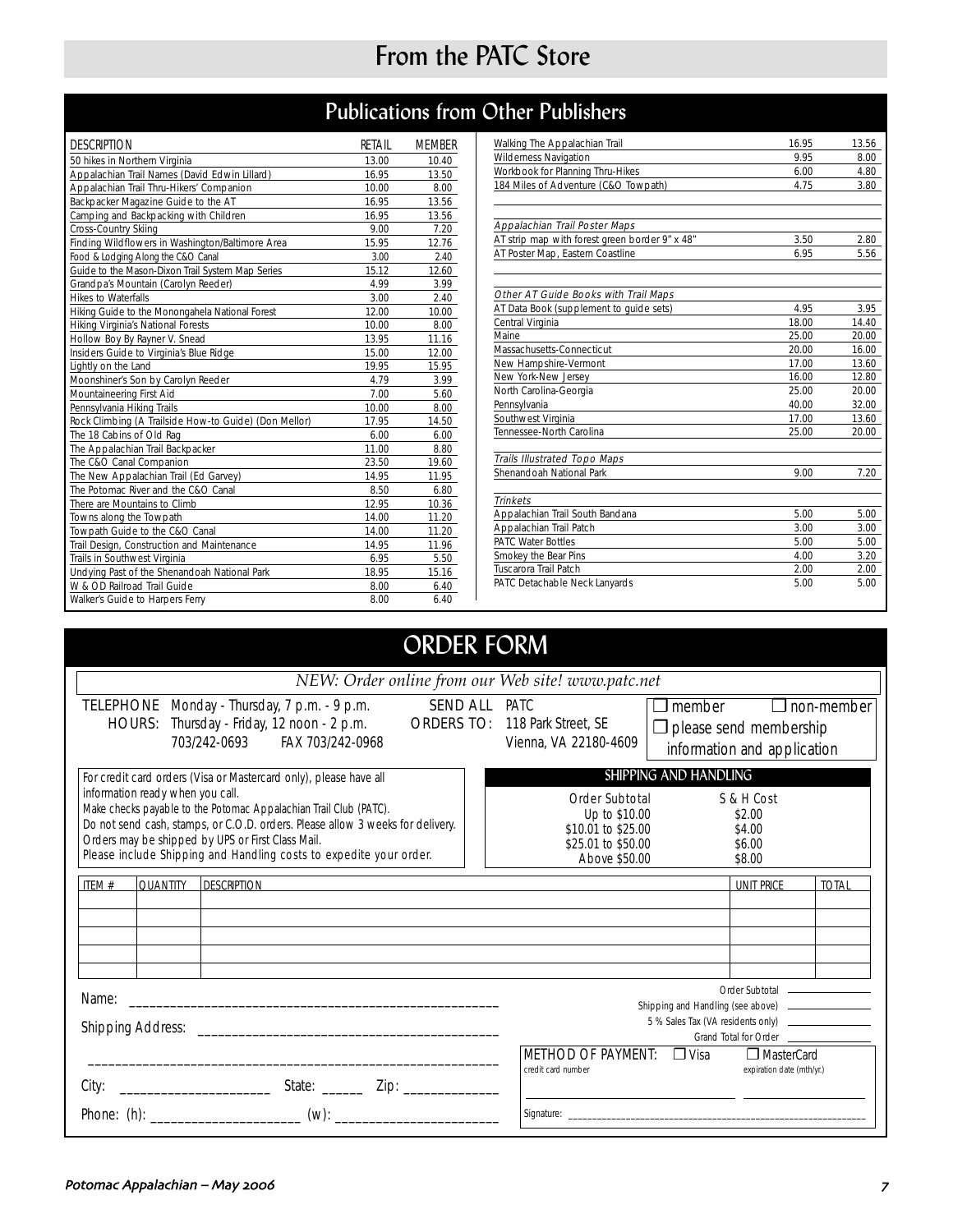# From the PATC Store

## Publications from Other Publishers

| DESCRIPTION | RETAIL | MEMBER |
|---|---|---|
| 50 hikes in Northern Virginia | 13.00 | 10.40 |
| Appalachian Trail Names (David Edwin Lillard) | 16.95 | 13.50 |
| Appalachian Trail Thru-Hikers' Companion | 10.00 | 8.00 |
| Backpacker Magazine Guide to the AT | 16.95 | 13.56 |
| Camping and Backpacking with Children | 16.95 | 13.56 |
| Cross-Country Skiing | 9.00 | 7.20 |
| Finding Wildflowers in Washington/Baltimore Area | 15.95 | 12.76 |
| Food & Lodging Along the C&O Canal | 3.00 | 2.40 |
| Guide to the Mason-Dixon Trail System Map Series | 15.12 | 12.60 |
| Grandpa's Mountain (Carolyn Reeder) | 4.99 | 3.99 |
| Hikes to Waterfalls | 3.00 | 2.40 |
| Hiking Guide to the Monongahela National Forest | 12.00 | 10.00 |
| Hiking Virginia's National Forests | 10.00 | 8.00 |
| Hollow Boy By Rayner V. Snead | 13.95 | 11.16 |
| Insiders Guide to Virginia's Blue Ridge | 15.00 | 12.00 |
| Lightly on the Land | 19.95 | 15.95 |
| Moonshiner's Son by Carolyn Reeder | 4.79 | 3.99 |
| Mountaineering First Aid | 7.00 | 5.60 |
| Pennsylvania Hiking Trails | 10.00 | 8.00 |
| Rock Climbing (A Trailside How-to Guide) (Don Mellor) | 17.95 | 14.50 |
| The 18 Cabins of Old Rag | 6.00 | 6.00 |
| The Appalachian Trail Backpacker | 11.00 | 8.80 |
| The C&O Canal Companion | 23.50 | 19.60 |
| The New Appalachian Trail (Ed Garvey) | 14.95 | 11.95 |
| The Potomac River and the C&O Canal | 8.50 | 6.80 |
| There are Mountains to Climb | 12.95 | 10.36 |
| Towns along the Towpath | 14.00 | 11.20 |
| Towpath Guide to the C&O Canal | 14.00 | 11.20 |
| Trail Design, Construction and Maintenance | 14.95 | 11.96 |
| Trails in Southwest Virginia | 6.95 | 5.50 |
| Undying Past of the Shenandoah National Park | 18.95 | 15.16 |
| W & OD Railroad Trail Guide | 8.00 | 6.40 |
| Walker's Guide to Harpers Ferry | 8.00 | 6.40 |
| Walking The Appalachian Trail | 16.95 | 13.56 |
| Wilderness Navigation | 9.95 | 8.00 |
| Workbook for Planning Thru-Hikes | 6.00 | 4.80 |
| 184 Miles of Adventure (C&O Towpath) | 4.75 | 3.80 |
| *Appalachian Trail Poster Maps* | | |
| AT strip map with forest green border 9" x 48" | 3.50 | 2.80 |
| AT Poster Map, Eastern Coastline | 6.95 | 5.56 |
| *Other AT Guide Books with Trail Maps* | | |
| AT Data Book (supplement to guide sets) | 4.95 | 3.95 |
| Central Virginia | 18.00 | 14.40 |
| Maine | 25.00 | 20.00 |
| Massachusetts-Connecticut | 20.00 | 16.00 |
| New Hampshire-Vermont | 17.00 | 13.60 |
| New York-New Jersey | 16.00 | 12.80 |
| North Carolina-Georgia | 25.00 | 20.00 |
| Pennsylvania | 40.00 | 32.00 |
| Southwest Virginia | 17.00 | 13.60 |
| Tennessee-North Carolina | 25.00 | 20.00 |
| *Trails Illustrated Topo Maps* | | |
| Shenandoah National Park | 9.00 | 7.20 |
| *Trinkets* | | |
| Appalachian Trail South Bandana | 5.00 | 5.00 |
| Appalachian Trail Patch | 3.00 | 3.00 |
| PATC Water Bottles | 5.00 | 5.00 |
| Smokey the Bear Pins | 4.00 | 3.20 |
| Tuscarora Trail Patch | 2.00 | 2.00 |
| PATC Detachable Neck Lanyards | 5.00 | 5.00 |

## ORDER FORM

*NEW: Order online from our Web site! www.patc.net*

TELEPHONE HOURS: Monday - Thursday, 7 p.m. - 9 p.m.
Thursday - Friday, 12 noon - 2 p.m.
703/242-0693 FAX 703/242-0968

SEND ALL ORDERS TO: PATC
118 Park Street, SE
Vienna, VA 22180-4609

☐ member ☐ non-member
☐ please send membership information and application

For credit card orders (Visa or Mastercard only), please have all information ready when you call.
Make checks payable to the Potomac Appalachian Trail Club (PATC).
Do not send cash, stamps, or C.O.D. orders. Please allow 3 weeks for delivery.
Orders may be shipped by UPS or First Class Mail.
Please include Shipping and Handling costs to expedite your order.

**SHIPPING AND HANDLING**

| Order Subtotal | S & H Cost |
|---|---|
| Up to $10.00 | $2.00 |
| $10.01 to $25.00 | $4.00 |
| $25.01 to $50.00 | $6.00 |
| Above $50.00 | $8.00 |

| ITEM # | QUANTITY | DESCRIPTION | UNIT PRICE | TOTAL |
|---|---|---|---|---|
| | | | | |
| | | | | |
| | | | | |
| | | | | |

Name: ______________________________

Shipping Address: ______________________________

______________________________

City: ______________ State: ______ Zip: ____________

Phone: (h): ______________ (w): ______________

Order Subtotal ________
Shipping and Handling (see above) ________
5 % Sales Tax (VA residents only) ________
Grand Total for Order ________

METHOD OF PAYMENT: ☐ Visa ☐ MasterCard
credit card number ________ expiration date (mth/yr.) ________

Signature: ______________________________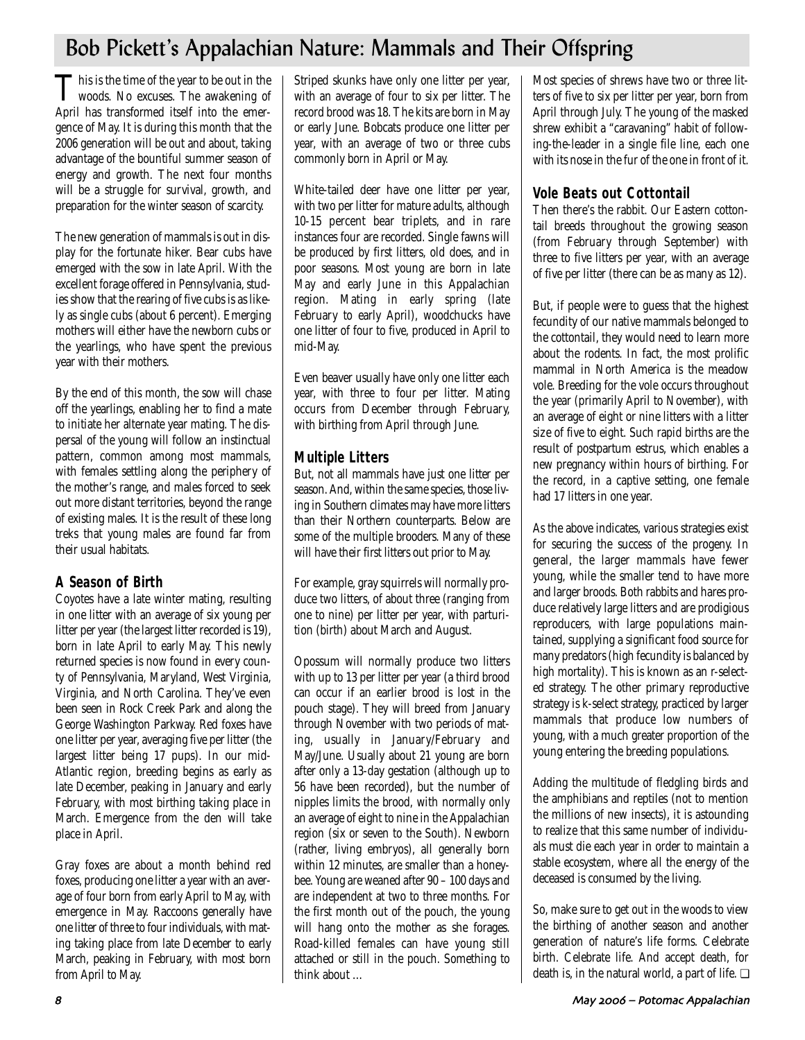# Bob Pickett's Appalachian Nature: Mammals and Their Offspring

This is the time of the year to be out in the woods. No excuses. The awakening of April has transformed itself into the emergence of May. It is during this month that the 2006 generation will be out and about, taking advantage of the bountiful summer season of energy and growth. The next four months will be a struggle for survival, growth, and preparation for the winter season of scarcity.

The new generation of mammals is out in display for the fortunate hiker. Bear cubs have emerged with the sow in late April. With the excellent forage offered in Pennsylvania, studies show that the rearing of five cubs is as likely as single cubs (about 6 percent). Emerging mothers will either have the newborn cubs or the yearlings, who have spent the previous year with their mothers.

By the end of this month, the sow will chase off the yearlings, enabling her to find a mate to initiate her alternate year mating. The dispersal of the young will follow an instinctual pattern, common among most mammals, with females settling along the periphery of the mother's range, and males forced to seek out more distant territories, beyond the range of existing males. It is the result of these long treks that young males are found far from their usual habitats.

## A Season of Birth

Coyotes have a late winter mating, resulting in one litter with an average of six young per litter per year (the largest litter recorded is 19), born in late April to early May. This newly returned species is now found in every county of Pennsylvania, Maryland, West Virginia, Virginia, and North Carolina. They've even been seen in Rock Creek Park and along the George Washington Parkway. Red foxes have one litter per year, averaging five per litter (the largest litter being 17 pups). In our mid-Atlantic region, breeding begins as early as late December, peaking in January and early February, with most birthing taking place in March. Emergence from the den will take place in April.

Gray foxes are about a month behind red foxes, producing one litter a year with an average of four born from early April to May, with emergence in May. Raccoons generally have one litter of three to four individuals, with mating taking place from late December to early March, peaking in February, with most born from April to May.

Striped skunks have only one litter per year, with an average of four to six per litter. The record brood was 18. The kits are born in May or early June. Bobcats produce one litter per year, with an average of two or three cubs commonly born in April or May.

White-tailed deer have one litter per year, with two per litter for mature adults, although 10-15 percent bear triplets, and in rare instances four are recorded. Single fawns will be produced by first litters, old does, and in poor seasons. Most young are born in late May and early June in this Appalachian region. Mating in early spring (late February to early April), woodchucks have one litter of four to five, produced in April to mid-May.

Even beaver usually have only one litter each year, with three to four per litter. Mating occurs from December through February, with birthing from April through June.

## Multiple Litters

But, not all mammals have just one litter per season. And, within the same species, those living in Southern climates may have more litters than their Northern counterparts. Below are some of the multiple brooders. Many of these will have their first litters out prior to May.

For example, gray squirrels will normally produce two litters, of about three (ranging from one to nine) per litter per year, with parturition (birth) about March and August.

Opossum will normally produce two litters with up to 13 per litter per year (a third brood can occur if an earlier brood is lost in the pouch stage). They will breed from January through November with two periods of mating, usually in January/February and May/June. Usually about 21 young are born after only a 13-day gestation (although up to 56 have been recorded), but the number of nipples limits the brood, with normally only an average of eight to nine in the Appalachian region (six or seven to the South). Newborn (rather, living embryos), all generally born within 12 minutes, are smaller than a honeybee. Young are weaned after 90 – 100 days and are independent at two to three months. For the first month out of the pouch, the young will hang onto the mother as she forages. Road-killed females can have young still attached or still in the pouch. Something to think about …

Most species of shrews have two or three litters of five to six per litter per year, born from April through July. The young of the masked shrew exhibit a "caravaning" habit of following-the-leader in a single file line, each one with its nose in the fur of the one in front of it.

## Vole Beats out Cottontail

Then there's the rabbit. Our Eastern cottontail breeds throughout the growing season (from February through September) with three to five litters per year, with an average of five per litter (there can be as many as 12).

But, if people were to guess that the highest fecundity of our native mammals belonged to the cottontail, they would need to learn more about the rodents. In fact, the most prolific mammal in North America is the meadow vole. Breeding for the vole occurs throughout the year (primarily April to November), with an average of eight or nine litters with a litter size of five to eight. Such rapid births are the result of postpartum estrus, which enables a new pregnancy within hours of birthing. For the record, in a captive setting, one female had 17 litters in one year.

As the above indicates, various strategies exist for securing the success of the progeny. In general, the larger mammals have fewer young, while the smaller tend to have more and larger broods. Both rabbits and hares produce relatively large litters and are prodigious reproducers, with large populations maintained, supplying a significant food source for many predators (high fecundity is balanced by high mortality). This is known as an r-selected strategy. The other primary reproductive strategy is k-select strategy, practiced by larger mammals that produce low numbers of young, with a much greater proportion of the young entering the breeding populations.

Adding the multitude of fledgling birds and the amphibians and reptiles (not to mention the millions of new insects), it is astounding to realize that this same number of individuals must die each year in order to maintain a stable ecosystem, where all the energy of the deceased is consumed by the living.

So, make sure to get out in the woods to view the birthing of another season and another generation of nature's life forms. Celebrate birth. Celebrate life. And accept death, for death is, in the natural world, a part of life. ❑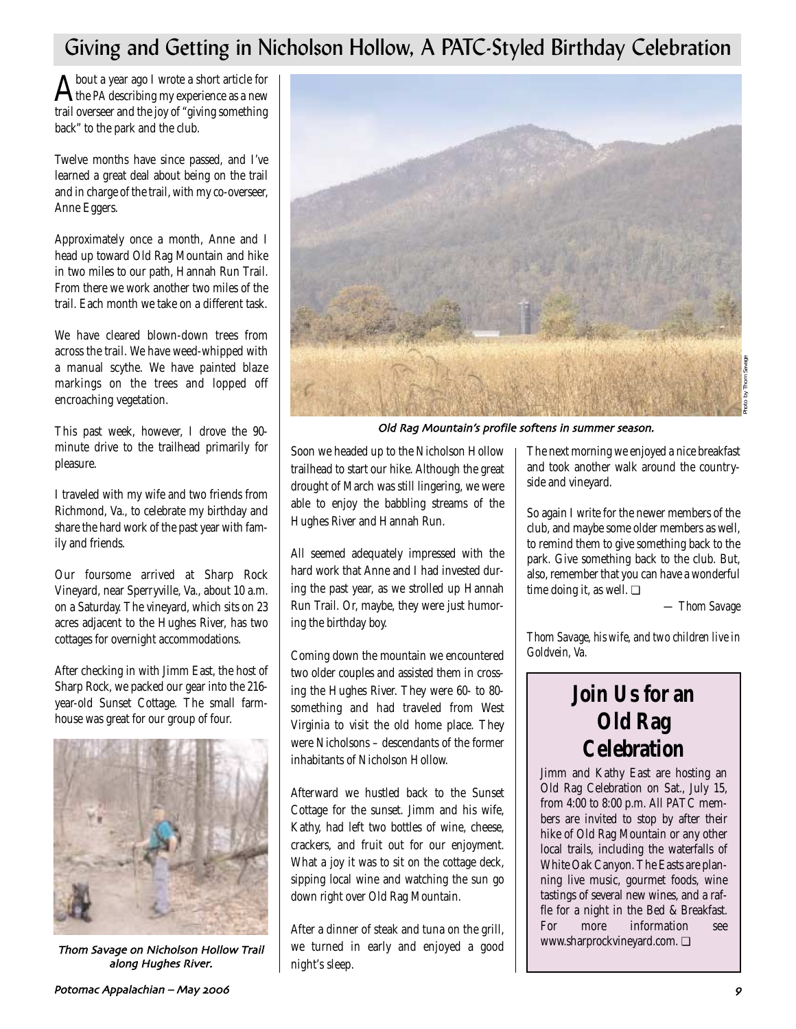# Giving and Getting in Nicholson Hollow, A PATC-Styled Birthday Celebration

About a year ago I wrote a short article for the *PA* describing my experience as a new trail overseer and the joy of "giving something back" to the park and the club.

Twelve months have since passed, and I've learned a great deal about being on the trail and in charge of the trail, with my co-overseer, Anne Eggers.

Approximately once a month, Anne and I head up toward Old Rag Mountain and hike in two miles to our path, Hannah Run Trail. From there we work another two miles of the trail. Each month we take on a different task.

We have cleared blown-down trees from across the trail. We have weed-whipped with a manual scythe. We have painted blaze markings on the trees and lopped off encroaching vegetation.

This past week, however, I drove the 90-minute drive to the trailhead primarily for pleasure.

I traveled with my wife and two friends from Richmond, Va., to celebrate my birthday and share the hard work of the past year with family and friends.

Our foursome arrived at Sharp Rock Vineyard, near Sperryville, Va., about 10 a.m. on a Saturday. The vineyard, which sits on 23 acres adjacent to the Hughes River, has two cottages for overnight accommodations.

After checking in with Jimm East, the host of Sharp Rock, we packed our gear into the 216-year-old Sunset Cottage. The small farmhouse was great for our group of four.

Thom Savage on Nicholson Hollow Trail along Hughes River.

Old Rag Mountain's profile softens in summer season.

Photo by Thom Savage

Soon we headed up to the Nicholson Hollow trailhead to start our hike. Although the great drought of March was still lingering, we were able to enjoy the babbling streams of the Hughes River and Hannah Run.

All seemed adequately impressed with the hard work that Anne and I had invested during the past year, as we strolled up Hannah Run Trail. Or, maybe, they were just humoring the birthday boy.

Coming down the mountain we encountered two older couples and assisted them in crossing the Hughes River. They were 60- to 80-something and had traveled from West Virginia to visit the old home place. They were Nicholsons – descendants of the former inhabitants of Nicholson Hollow.

Afterward we hustled back to the Sunset Cottage for the sunset. Jimm and his wife, Kathy, had left two bottles of wine, cheese, crackers, and fruit out for our enjoyment. What a joy it was to sit on the cottage deck, sipping local wine and watching the sun go down right over Old Rag Mountain.

After a dinner of steak and tuna on the grill, we turned in early and enjoyed a good night's sleep.

The next morning we enjoyed a nice breakfast and took another walk around the countryside and vineyard.

So again I write for the newer members of the club, and maybe some older members as well, to remind them to give something back to the park. Give something back to the club. But, also, remember that you can have a wonderful time doing it, as well. ❑

— *Thom Savage*

*Thom Savage, his wife, and two children live in Goldvein, Va.*

## Join Us for an Old Rag Celebration

Jimm and Kathy East are hosting an Old Rag Celebration on Sat., July 15, from 4:00 to 8:00 p.m. All PATC members are invited to stop by after their hike of Old Rag Mountain or any other local trails, including the waterfalls of White Oak Canyon. The Easts are planning live music, gourmet foods, wine tastings of several new wines, and a raffle for a night in the Bed & Breakfast. For more information see www.sharprockvineyard.com. ❑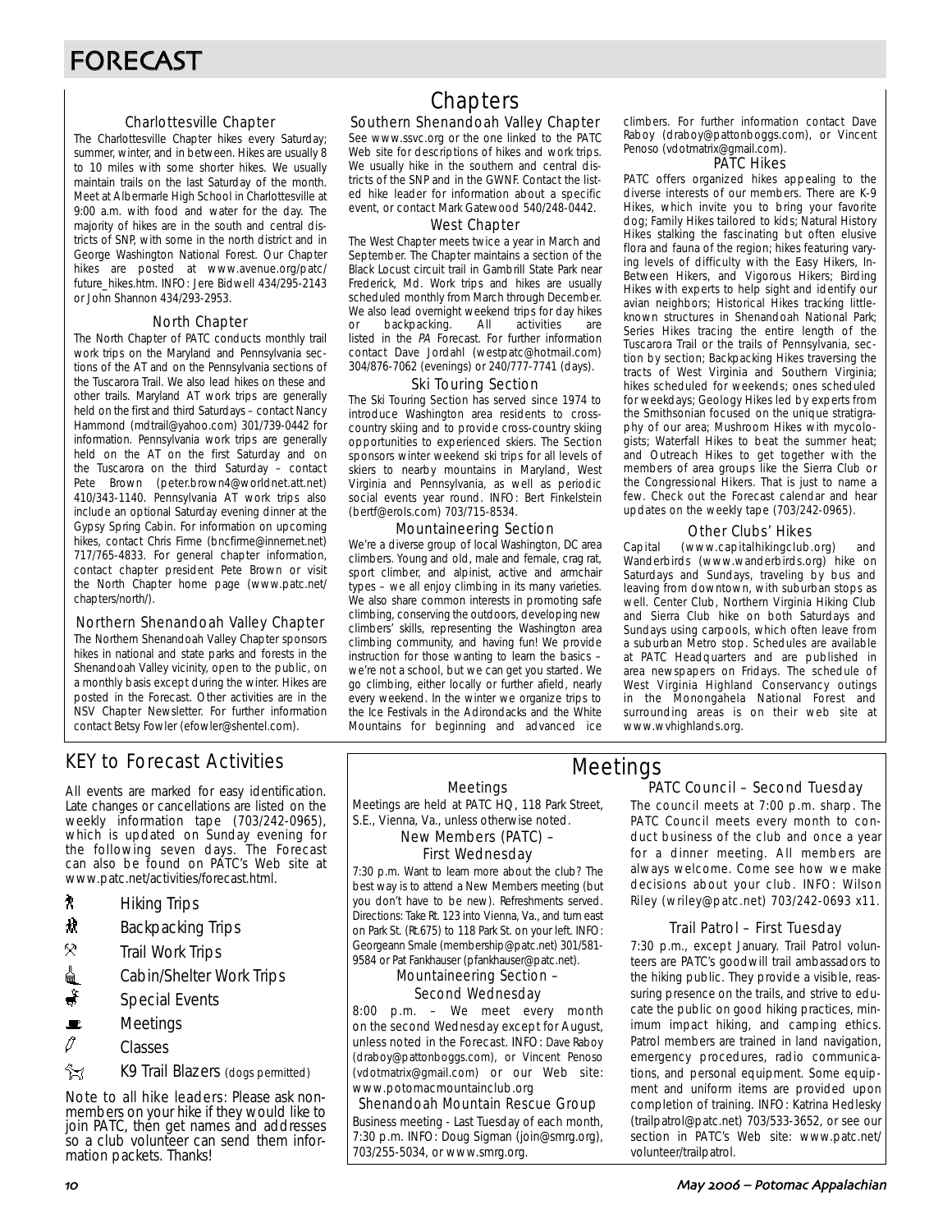# FORECAST

## Chapters

### Charlottesville Chapter

The Charlottesville Chapter hikes every Saturday; summer, winter, and in between. Hikes are usually 8 to 10 miles with some shorter hikes. We usually maintain trails on the last Saturday of the month. Meet at Albermarle High School in Charlottesville at 9:00 a.m. with food and water for the day. The majority of hikes are in the south and central districts of SNP, with some in the north district and in George Washington National Forest. Our Chapter hikes are posted at www.avenue.org/patc/future_hikes.htm. INFO: Jere Bidwell 434/295-2143 or John Shannon 434/293-2953.

### North Chapter

The North Chapter of PATC conducts monthly trail work trips on the Maryland and Pennsylvania sections of the AT and on the Pennsylvania sections of the Tuscarora Trail. We also lead hikes on these and other trails. Maryland AT work trips are generally held on the first and third Saturdays – contact Nancy Hammond (mdtrail@yahoo.com) 301/739-0442 for information. Pennsylvania work trips are generally held on the AT on the first Saturday and on the Tuscarora on the third Saturday – contact Pete Brown (peter.brown4@worldnet.att.net) 410/343-1140. Pennsylvania AT work trips also include an optional Saturday evening dinner at the Gypsy Spring Cabin. For information on upcoming hikes, contact Chris Firme (bncfirme@innernet.net) 717/765-4833. For general chapter information, contact chapter president Pete Brown or visit the North Chapter home page (www.patc.net/chapters/north/).

### Northern Shenandoah Valley Chapter

The Northern Shenandoah Valley Chapter sponsors hikes in national and state parks and forests in the Shenandoah Valley vicinity, open to the public, on a monthly basis except during the winter. Hikes are posted in the Forecast. Other activities are in the NSV Chapter Newsletter. For further information contact Betsy Fowler (efowler@shentel.com).

### Southern Shenandoah Valley Chapter

See www.ssvc.org or the one linked to the PATC Web site for descriptions of hikes and work trips. We usually hike in the southern and central districts of the SNP and in the GWNF. Contact the listed hike leader for information about a specific event, or contact Mark Gatewood 540/248-0442.

### West Chapter

The West Chapter meets twice a year in March and September. The Chapter maintains a section of the Black Locust circuit trail in Gambrill State Park near Frederick, Md. Work trips and hikes are usually scheduled monthly from March through December. We also lead overnight weekend trips for day hikes or backpacking. All activities are listed in the *PA* Forecast. For further information contact Dave Jordahl (westpatc@hotmail.com) 304/876-7062 (evenings) or 240/777-7741 (days).

### Ski Touring Section

The Ski Touring Section has served since 1974 to introduce Washington area residents to cross-country skiing and to provide cross-country skiing opportunities to experienced skiers. The Section sponsors winter weekend ski trips for all levels of skiers to nearby mountains in Maryland, West Virginia and Pennsylvania, as well as periodic social events year round. INFO: Bert Finkelstein (bertf@erols.com) 703/715-8534.

### Mountaineering Section

We're a diverse group of local Washington, DC area climbers. Young and old, male and female, crag rat, sport climber, and alpinist, active and armchair types – we all enjoy climbing in its many varieties. We also share common interests in promoting safe climbing, conserving the outdoors, developing new climbers' skills, representing the Washington area climbing community, and having fun! We provide instruction for those wanting to learn the basics – we're not a school, but we can get you started. We go climbing, either locally or further afield, nearly every weekend. In the winter we organize trips to the Ice Festivals in the Adirondacks and the White Mountains for beginning and advanced ice climbers. For further information contact Dave Raboy (draboy@pattonboggs.com), or Vincent Penoso (vdotmatrix@gmail.com).

### PATC Hikes

PATC offers organized hikes appealing to the diverse interests of our members. There are K-9 Hikes, which invite you to bring your favorite dog; Family Hikes tailored to kids; Natural History Hikes stalking the fascinating but often elusive flora and fauna of the region; hikes featuring varying levels of difficulty with the Easy Hikers, In-Between Hikers, and Vigorous Hikers; Birding Hikes with experts to help sight and identify our avian neighbors; Historical Hikes tracking little-known structures in Shenandoah National Park; Series Hikes tracing the entire length of the Tuscarora Trail or the trails of Pennsylvania, section by section; Backpacking Hikes traversing the tracts of West Virginia and Southern Virginia; hikes scheduled for weekends; ones scheduled for weekdays; Geology Hikes led by experts from the Smithsonian focused on the unique stratigraphy of our area; Mushroom Hikes with mycologists; Waterfall Hikes to beat the summer heat; and Outreach Hikes to get together with the members of area groups like the Sierra Club or the Congressional Hikers. That is just to name a few. Check out the Forecast calendar and hear updates on the weekly tape (703/242-0965).

### Other Clubs' Hikes

Capital (www.capitalhikingclub.org) and Wanderbirds (www.wanderbirds.org) hike on Saturdays and Sundays, traveling by bus and leaving from downtown, with suburban stops as well. Center Club, Northern Virginia Hiking Club and Sierra Club hike on both Saturdays and Sundays using carpools, which often leave from a suburban Metro stop. Schedules are available at PATC Headquarters and are published in area newspapers on Fridays. The schedule of West Virginia Highland Conservancy outings in the Monongahela National Forest and surrounding areas is on their web site at www.wvhighlands.org.

## KEY to Forecast Activities

All events are marked for easy identification. Late changes or cancellations are listed on the weekly information tape (703/242-0965), which is updated on Sunday evening for the following seven days. The Forecast can also be found on PATC's Web site at www.patc.net/activities/forecast.html.

- Hiking Trips
- Backpacking Trips
- Trail Work Trips
- Cabin/Shelter Work Trips
- Special Events
- Meetings
- Classes
- K9 Trail Blazers (dogs permitted)

Note to all hike leaders: Please ask non-members on your hike if they would like to join PATC, then get names and addresses so a club volunteer can send them information packets. Thanks!

## Meetings

### Meetings

Meetings are held at PATC HQ, 118 Park Street, S.E., Vienna, Va., unless otherwise noted.

### New Members (PATC) – First Wednesday

7:30 p.m. Want to learn more about the club? The best way is to attend a New Members meeting (but you don't have to be new). Refreshments served. Directions: Take Rt. 123 into Vienna, Va., and turn east on Park St. (Rt.675) to 118 Park St. on your left. INFO: Georgeann Smale (membership@patc.net) 301/581-9584 or Pat Fankhauser (pfankhauser@patc.net).

### Mountaineering Section – Second Wednesday

8:00 p.m. – We meet every month on the second Wednesday except for August, unless noted in the Forecast. INFO: Dave Raboy (draboy@pattonboggs.com), or Vincent Penoso (vdotmatrix@gmail.com) or our Web site: www.potomacmountainclub.org

### Shenandoah Mountain Rescue Group

Business meeting - Last Tuesday of each month, 7:30 p.m. INFO: Doug Sigman (join@smrg.org), 703/255-5034, or www.smrg.org.

### PATC Council – Second Tuesday

The council meets at 7:00 p.m. sharp. The PATC Council meets every month to conduct business of the club and once a year for a dinner meeting. All members are always welcome. Come see how we make decisions about your club. INFO: Wilson Riley (wriley@patc.net) 703/242-0693 x11.

### Trail Patrol – First Tuesday

7:30 p.m., except January. Trail Patrol volunteers are PATC's goodwill trail ambassadors to the hiking public. They provide a visible, reassuring presence on the trails, and strive to educate the public on good hiking practices, minimum impact hiking, and camping ethics. Patrol members are trained in land navigation, emergency procedures, radio communications, and personal equipment. Some equipment and uniform items are provided upon completion of training. INFO: Katrina Hedlesky (trailpatrol@patc.net) 703/533-3652, or see our section in PATC's Web site: www.patc.net/volunteer/trailpatrol.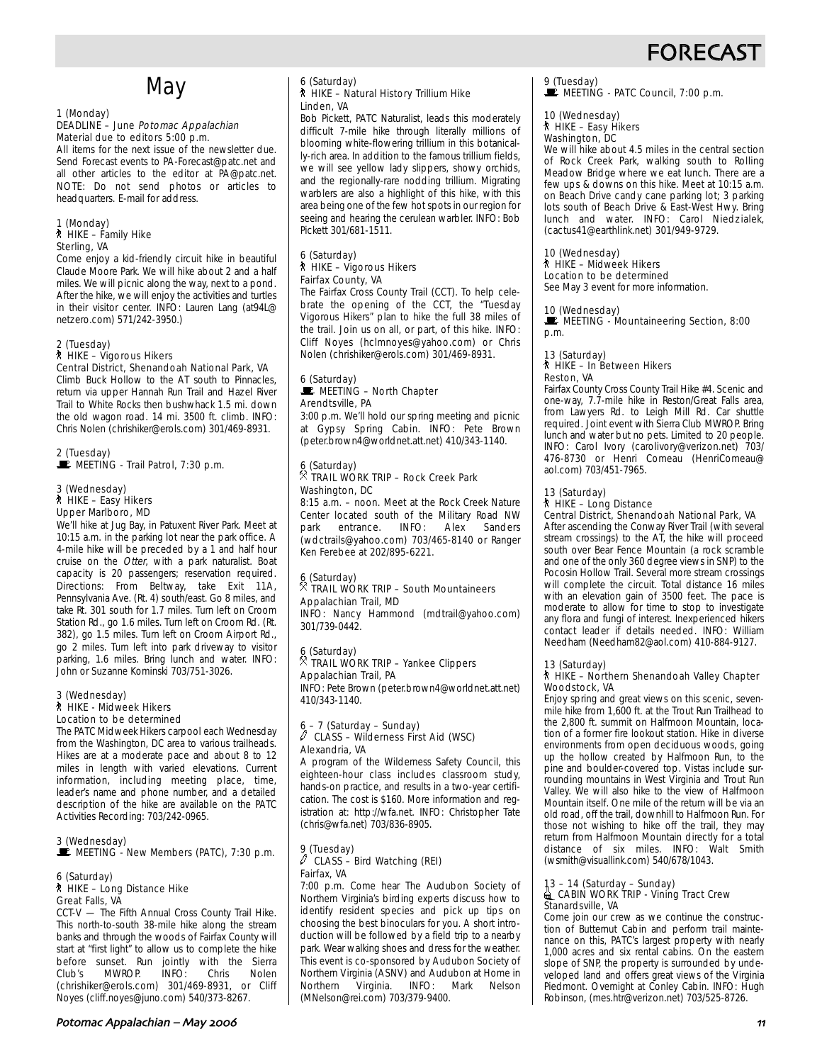# FORECAST

## May

1 (Monday)
DEADLINE – June *Potomac Appalachian*
Material due to editors 5:00 p.m.
All items for the next issue of the newsletter due. Send Forecast events to PA-Forecast@patc.net and all other articles to the editor at PA@patc.net. NOTE: Do not send photos or articles to headquarters. E-mail for address.

1 (Monday)
HIKE – Family Hike
Sterling, VA
Come enjoy a kid-friendly circuit hike in beautiful Claude Moore Park. We will hike about 2 and a half miles. We will picnic along the way, next to a pond. After the hike, we will enjoy the activities and turtles in their visitor center. INFO: Lauren Lang (at94L@netzero.com) 571/242-3950.)

2 (Tuesday)
HIKE – Vigorous Hikers
Central District, Shenandoah National Park, VA
Climb Buck Hollow to the AT south to Pinnacles, return via upper Hannah Run Trail and Hazel River Trail to White Rocks then bushwhack 1.5 mi. down the old wagon road. 14 mi. 3500 ft. climb. INFO: Chris Nolen (chrishiker@erols.com) 301/469-8931.

2 (Tuesday)
MEETING - Trail Patrol, 7:30 p.m.

3 (Wednesday)
HIKE – Easy Hikers
Upper Marlboro, MD
We'll hike at Jug Bay, in Patuxent River Park. Meet at 10:15 a.m. in the parking lot near the park office. A 4-mile hike will be preceded by a 1 and half hour cruise on the *Otter*, with a park naturalist. Boat capacity is 20 passengers; reservation required. Directions: From Beltway, take Exit 11A, Pennsylvania Ave. (Rt. 4) south/east. Go 8 miles, and take Rt. 301 south for 1.7 miles. Turn left on Croom Station Rd., go 1.6 miles. Turn left on Croom Rd. (Rt. 382), go 1.5 miles. Turn left on Croom Airport Rd., go 2 miles. Turn left into park driveway to visitor parking, 1.6 miles. Bring lunch and water. INFO: John or Suzanne Kominski 703/751-3026.

3 (Wednesday)
HIKE - Midweek Hikers
Location to be determined
The PATC Midweek Hikers carpool each Wednesday from the Washington, DC area to various trailheads. Hikes are at a moderate pace and about 8 to 12 miles in length with varied elevations. Current information, including meeting place, time, leader's name and phone number, and a detailed description of the hike are available on the PATC Activities Recording: 703/242-0965.

3 (Wednesday)
MEETING - New Members (PATC), 7:30 p.m.

6 (Saturday)
HIKE – Long Distance Hike
Great Falls, VA
CCT-V — The Fifth Annual Cross County Trail Hike. This north-to-south 38-mile hike along the stream banks and through the woods of Fairfax County will start at "first light" to allow us to complete the hike before sunset. Run jointly with the Sierra Club's MWROP. INFO: Chris Nolen (chrishiker@erols.com) 301/469-8931, or Cliff Noyes (cliff.noyes@juno.com) 540/373-8267.

6 (Saturday)
HIKE – Natural History Trillium Hike
Linden, VA
Bob Pickett, PATC Naturalist, leads this moderately difficult 7-mile hike through literally millions of blooming white-flowering trillium in this botanically-rich area. In addition to the famous trillium fields, we will see yellow lady slippers, showy orchids, and the regionally-rare nodding trillium. Migrating warblers are also a highlight of this hike, with this area being one of the few hot spots in our region for seeing and hearing the cerulean warbler. INFO: Bob Pickett 301/681-1511.

6 (Saturday)
HIKE – Vigorous Hikers
Fairfax County, VA
The Fairfax Cross County Trail (CCT). To help celebrate the opening of the CCT, the "Tuesday Vigorous Hikers" plan to hike the full 38 miles of the trail. Join us on all, or part, of this hike. INFO: Cliff Noyes (hclmnoyes@yahoo.com) or Chris Nolen (chrishiker@erols.com) 301/469-8931.

6 (Saturday)
MEETING – North Chapter
Arendtsville, PA
3:00 p.m. We'll hold our spring meeting and picnic at Gypsy Spring Cabin. INFO: Pete Brown (peter.brown4@worldnet.att.net) 410/343-1140.

6 (Saturday)
TRAIL WORK TRIP – Rock Creek Park
Washington, DC
8:15 a.m. – noon. Meet at the Rock Creek Nature Center located south of the Military Road NW park entrance. INFO: Alex Sanders (wdctrails@yahoo.com) 703/465-8140 or Ranger Ken Ferebee at 202/895-6221.

6 (Saturday)
TRAIL WORK TRIP – South Mountaineers
Appalachian Trail, MD
INFO: Nancy Hammond (mdtrail@yahoo.com) 301/739-0442.

6 (Saturday)
TRAIL WORK TRIP – Yankee Clippers
Appalachian Trail, PA
INFO: Pete Brown (peter.brown4@worldnet.att.net) 410/343-1140.

6 – 7 (Saturday – Sunday)
CLASS – Wilderness First Aid (WSC)
Alexandria, VA
A program of the Wilderness Safety Council, this eighteen-hour class includes classroom study, hands-on practice, and results in a two-year certification. The cost is $160. More information and registration at: http://wfa.net. INFO: Christopher Tate (chris@wfa.net) 703/836-8905.

9 (Tuesday)
CLASS – Bird Watching (REI)
Fairfax, VA
7:00 p.m. Come hear The Audubon Society of Northern Virginia's birding experts discuss how to identify resident species and pick up tips on choosing the best binoculars for you. A short introduction will be followed by a field trip to a nearby park. Wear walking shoes and dress for the weather. This event is co-sponsored by Audubon Society of Northern Virginia (ASNV) and Audubon at Home in Northern Virginia. INFO: Mark Nelson (MNelson@rei.com) 703/379-9400.

9 (Tuesday)
MEETING - PATC Council, 7:00 p.m.

10 (Wednesday)
HIKE – Easy Hikers
Washington, DC
We will hike about 4.5 miles in the central section of Rock Creek Park, walking south to Rolling Meadow Bridge where we eat lunch. There are a few ups & downs on this hike. Meet at 10:15 a.m. on Beach Drive candy cane parking lot; 3 parking lots south of Beach Drive & East-West Hwy. Bring lunch and water. INFO: Carol Niedzialek, (cactus41@earthlink.net) 301/949-9729.

10 (Wednesday)
HIKE – Midweek Hikers
Location to be determined
See May 3 event for more information.

10 (Wednesday)
MEETING - Mountaineering Section, 8:00 p.m.

13 (Saturday)
HIKE – In Between Hikers
Reston, VA
Fairfax County Cross County Trail Hike #4. Scenic and one-way, 7.7-mile hike in Reston/Great Falls area, from Lawyers Rd. to Leigh Mill Rd. Car shuttle required. Joint event with Sierra Club MWROP. Bring lunch and water but no pets. Limited to 20 people. INFO: Carol Ivory (carolivory@verizon.net) 703/476-8730 or Henri Comeau (HenriComeau@aol.com) 703/451-7965.

13 (Saturday)
HIKE – Long Distance
Central District, Shenandoah National Park, VA
After ascending the Conway River Trail (with several stream crossings) to the AT, the hike will proceed south over Bear Fence Mountain (a rock scramble and one of the only 360 degree views in SNP) to the Pocosin Hollow Trail. Several more stream crossings will complete the circuit. Total distance 16 miles with an elevation gain of 3500 feet. The pace is moderate to allow for time to stop to investigate any flora and fungi of interest. Inexperienced hikers contact leader if details needed. INFO: William Needham (Needham82@aol.com) 410-884-9127.

13 (Saturday)
HIKE – Northern Shenandoah Valley Chapter
Woodstock, VA
Enjoy spring and great views on this scenic, seven-mile hike from 1,600 ft. at the Trout Run Trailhead to the 2,800 ft. summit on Halfmoon Mountain, location of a former fire lookout station. Hike in diverse environments from open deciduous woods, going up the hollow created by Halfmoon Run, to the pine and boulder-covered top. Vistas include surrounding mountains in West Virginia and Trout Run Valley. We will also hike to the view of Halfmoon Mountain itself. One mile of the return will be via an old road, off the trail, downhill to Halfmoon Run. For those not wishing to hike off the trail, they may return from Halfmoon Mountain directly for a total distance of six miles. INFO: Walt Smith (wsmith@visuallink.com) 540/678/1043.

13 – 14 (Saturday – Sunday)
CABIN WORK TRIP - Vining Tract Crew
Stanardsville, VA
Come join our crew as we continue the construction of Butternut Cabin and perform trail maintenance on this, PATC's largest property with nearly 1,000 acres and six rental cabins. On the eastern slope of SNP, the property is surrounded by undeveloped land and offers great views of the Virginia Piedmont. Overnight at Conley Cabin. INFO: Hugh Robinson, (mes.htr@verizon.net) 703/525-8726.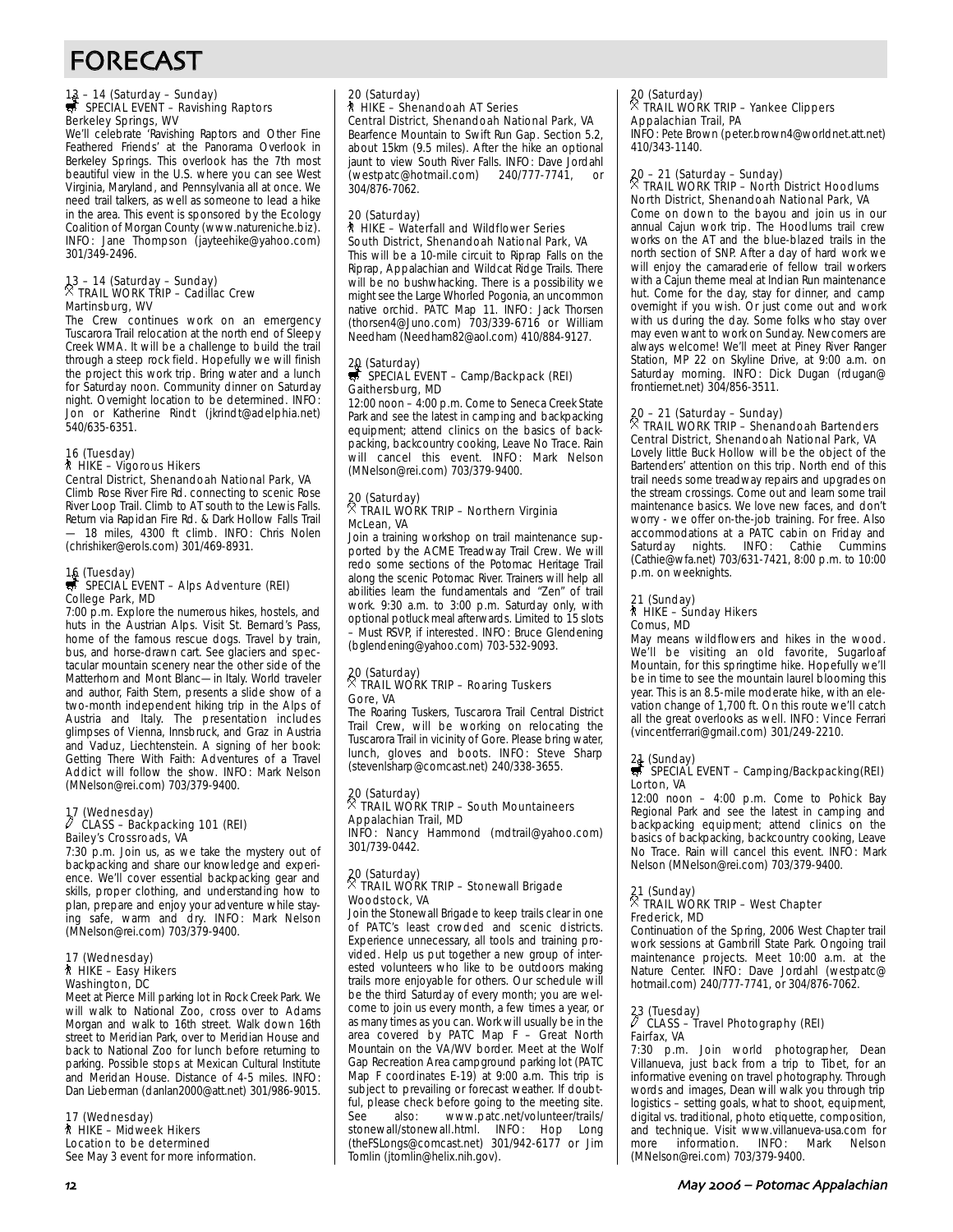# FORECAST

**13 – 14 (Saturday – Sunday)**
**SPECIAL EVENT – Ravishing Raptors**
Berkeley Springs, WV

We'll celebrate 'Ravishing Raptors and Other Fine Feathered Friends' at the Panorama Overlook in Berkeley Springs. This overlook has the 7th most beautiful view in the U.S. where you can see West Virginia, Maryland, and Pennsylvania all at once. We need trail talkers, as well as someone to lead a hike in the area. This event is sponsored by the Ecology Coalition of Morgan County (www.natureniche.biz). INFO: Jane Thompson (jayteehike@yahoo.com) 301/349-2496.

**13 – 14 (Saturday – Sunday)**
**TRAIL WORK TRIP – Cadillac Crew**
Martinsburg, WV

The Crew continues work on an emergency Tuscarora Trail relocation at the north end of Sleepy Creek WMA. It will be a challenge to build the trail through a steep rock field. Hopefully we will finish the project this work trip. Bring water and a lunch for Saturday noon. Community dinner on Saturday night. Overnight location to be determined. INFO: Jon or Katherine Rindt (jkrindt@adelphia.net) 540/635-6351.

**16 (Tuesday)**
**HIKE – Vigorous Hikers**
Central District, Shenandoah National Park, VA

Climb Rose River Fire Rd. connecting to scenic Rose River Loop Trail. Climb to AT south to the Lewis Falls. Return via Rapidan Fire Rd. & Dark Hollow Falls Trail — 18 miles, 4300 ft climb. INFO: Chris Nolen (chrishiker@erols.com) 301/469-8931.

**16 (Tuesday)**
**SPECIAL EVENT – Alps Adventure (REI)**
College Park, MD

7:00 p.m. Explore the numerous hikes, hostels, and huts in the Austrian Alps. Visit St. Bernard's Pass, home of the famous rescue dogs. Travel by train, bus, and horse-drawn cart. See glaciers and spectacular mountain scenery near the other side of the Matterhorn and Mont Blanc—in Italy. World traveler and author, Faith Stern, presents a slide show of a two-month independent hiking trip in the Alps of Austria and Italy. The presentation includes glimpses of Vienna, Innsbruck, and Graz in Austria and Vaduz, Liechtenstein. A signing of her book: Getting There With Faith: Adventures of a Travel Addict will follow the show. INFO: Mark Nelson (MNelson@rei.com) 703/379-9400.

**17 (Wednesday)**
**CLASS – Backpacking 101 (REI)**
Bailey's Crossroads, VA

7:30 p.m. Join us, as we take the mystery out of backpacking and share our knowledge and experience. We'll cover essential backpacking gear and skills, proper clothing, and understanding how to plan, prepare and enjoy your adventure while staying safe, warm and dry. INFO: Mark Nelson (MNelson@rei.com) 703/379-9400.

**17 (Wednesday)**
**HIKE – Easy Hikers**
Washington, DC

Meet at Pierce Mill parking lot in Rock Creek Park. We will walk to National Zoo, cross over to Adams Morgan and walk to 16th street. Walk down 16th street to Meridian Park, over to Meridian House and back to National Zoo for lunch before returning to parking. Possible stops at Mexican Cultural Institute and Meridan House. Distance of 4-5 miles. INFO: Dan Lieberman (danlan2000@att.net) 301/986-9015.

**17 (Wednesday)**
**HIKE – Midweek Hikers**
Location to be determined

See May 3 event for more information.

**20 (Saturday)**
**HIKE – Shenandoah AT Series**
Central District, Shenandoah National Park, VA

Bearfence Mountain to Swift Run Gap. Section 5.2, about 15km (9.5 miles). After the hike an optional jaunt to view South River Falls. INFO: Dave Jordahl (westpatc@hotmail.com) 240/777-7741, or 304/876-7062.

**20 (Saturday)**
**HIKE – Waterfall and Wildflower Series**
South District, Shenandoah National Park, VA

This will be a 10-mile circuit to Riprap Falls on the Riprap, Appalachian and Wildcat Ridge Trails. There will be no bushwhacking. There is a possibility we might see the Large Whorled Pogonia, an uncommon native orchid. PATC Map 11. INFO: Jack Thorsen (thorsen4@Juno.com) 703/339-6716 or William Needham (Needham82@aol.com) 410/884-9127.

**20 (Saturday)**
**SPECIAL EVENT – Camp/Backpack (REI)**
Gaithersburg, MD

12:00 noon – 4:00 p.m. Come to Seneca Creek State Park and see the latest in camping and backpacking equipment; attend clinics on the basics of backpacking, backcountry cooking, Leave No Trace. Rain will cancel this event. INFO: Mark Nelson (MNelson@rei.com) 703/379-9400.

**20 (Saturday)**
**TRAIL WORK TRIP – Northern Virginia**
McLean, VA

Join a training workshop on trail maintenance supported by the ACME Treadway Trail Crew. We will redo some sections of the Potomac Heritage Trail along the scenic Potomac River. Trainers will help all abilities learn the fundamentals and "Zen" of trail work. 9:30 a.m. to 3:00 p.m. Saturday only, with optional potluck meal afterwards. Limited to 15 slots – Must RSVP, if interested. INFO: Bruce Glendening (bglendening@yahoo.com) 703-532-9093.

**20 (Saturday)**
**TRAIL WORK TRIP – Roaring Tuskers**
Gore, VA

The Roaring Tuskers, Tuscarora Trail Central District Trail Crew, will be working on relocating the Tuscarora Trail in vicinity of Gore. Please bring water, lunch, gloves and boots. INFO: Steve Sharp (stevenlsharp@comcast.net) 240/338-3655.

**20 (Saturday)**
**TRAIL WORK TRIP – South Mountaineers**
Appalachian Trail, MD

INFO: Nancy Hammond (mdtrail@yahoo.com) 301/739-0442.

**20 (Saturday)**
**TRAIL WORK TRIP – Stonewall Brigade**
Woodstock, VA

Join the Stonewall Brigade to keep trails clear in one of PATC's least crowded and scenic districts. Experience unnecessary, all tools and training provided. Help us put together a new group of interested volunteers who like to be outdoors making trails more enjoyable for others. Our schedule will be the third Saturday of every month; you are welcome to join us every month, a few times a year, or as many times as you can. Work will usually be in the area covered by PATC Map F – Great North Mountain on the VA/WV border. Meet at the Wolf Gap Recreation Area campground parking lot (PATC Map F coordinates E-19) at 9:00 a.m. This trip is subject to prevailing or forecast weather. If doubtful, please check before going to the meeting site. See also: www.patc.net/volunteer/trails/stonewall/stonewall.html. INFO: Hop Long (theFSLongs@comcast.net) 301/942-6177 or Jim Tomlin (jtomlin@helix.nih.gov).

**20 (Saturday)**
**TRAIL WORK TRIP – Yankee Clippers**
Appalachian Trail, PA

INFO: Pete Brown (peter.brown4@worldnet.att.net) 410/343-1140.

**20 – 21 (Saturday – Sunday)**
**TRAIL WORK TRIP – North District Hoodlums**
North District, Shenandoah National Park, VA

Come on down to the bayou and join us in our annual Cajun work trip. The Hoodlums trail crew works on the AT and the blue-blazed trails in the north section of SNP. After a day of hard work we will enjoy the camaraderie of fellow trail workers with a Cajun theme meal at Indian Run maintenance hut. Come for the day, stay for dinner, and camp overnight if you wish. Or just come out and work with us during the day. Some folks who stay over may even want to work on Sunday. Newcomers are always welcome! We'll meet at Piney River Ranger Station, MP 22 on Skyline Drive, at 9:00 a.m. on Saturday morning. INFO: Dick Dugan (rdugan@frontiernet.net) 304/856-3511.

**20 – 21 (Saturday – Sunday)**
**TRAIL WORK TRIP – Shenandoah Bartenders**
Central District, Shenandoah National Park, VA

Lovely little Buck Hollow will be the object of the Bartenders' attention on this trip. North end of this trail needs some treadway repairs and upgrades on the stream crossings. Come out and learn some trail maintenance basics. We love new faces, and don't worry - we offer on-the-job training. For free. Also accommodations at a PATC cabin on Friday and Saturday nights. INFO: Cathie Cummins (Cathie@wfa.net) 703/631-7421, 8:00 p.m. to 10:00 p.m. on weeknights.

**21 (Sunday)**
**HIKE – Sunday Hikers**
Comus, MD

May means wildflowers and hikes in the wood. We'll be visiting an old favorite, Sugarloaf Mountain, for this springtime hike. Hopefully we'll be in time to see the mountain laurel blooming this year. This is an 8.5-mile moderate hike, with an elevation change of 1,700 ft. On this route we'll catch all the great overlooks as well. INFO: Vince Ferrari (vincentferrari@gmail.com) 301/249-2210.

**21 (Sunday)**
**SPECIAL EVENT – Camping/Backpacking(REI)**
Lorton, VA

12:00 noon – 4:00 p.m. Come to Pohick Bay Regional Park and see the latest in camping and backpacking equipment; attend clinics on the basics of backpacking, backcountry cooking, Leave No Trace. Rain will cancel this event. INFO: Mark Nelson (MNelson@rei.com) 703/379-9400.

**21 (Sunday)**
**TRAIL WORK TRIP – West Chapter**
Frederick, MD

Continuation of the Spring, 2006 West Chapter trail work sessions at Gambrill State Park. Ongoing trail maintenance projects. Meet 10:00 a.m. at the Nature Center. INFO: Dave Jordahl (westpatc@hotmail.com) 240/777-7741, or 304/876-7062.

**23 (Tuesday)**
**CLASS – Travel Photography (REI)**
Fairfax, VA

7:30 p.m. Join world photographer, Dean Villanueva, just back from a trip to Tibet, for an informative evening on travel photography. Through words and images, Dean will walk you through trip logistics – setting goals, what to shoot, equipment, digital vs. traditional, photo etiquette, composition, and technique. Visit www.villanueva-usa.com for more information. INFO: Mark Nelson (MNelson@rei.com) 703/379-9400.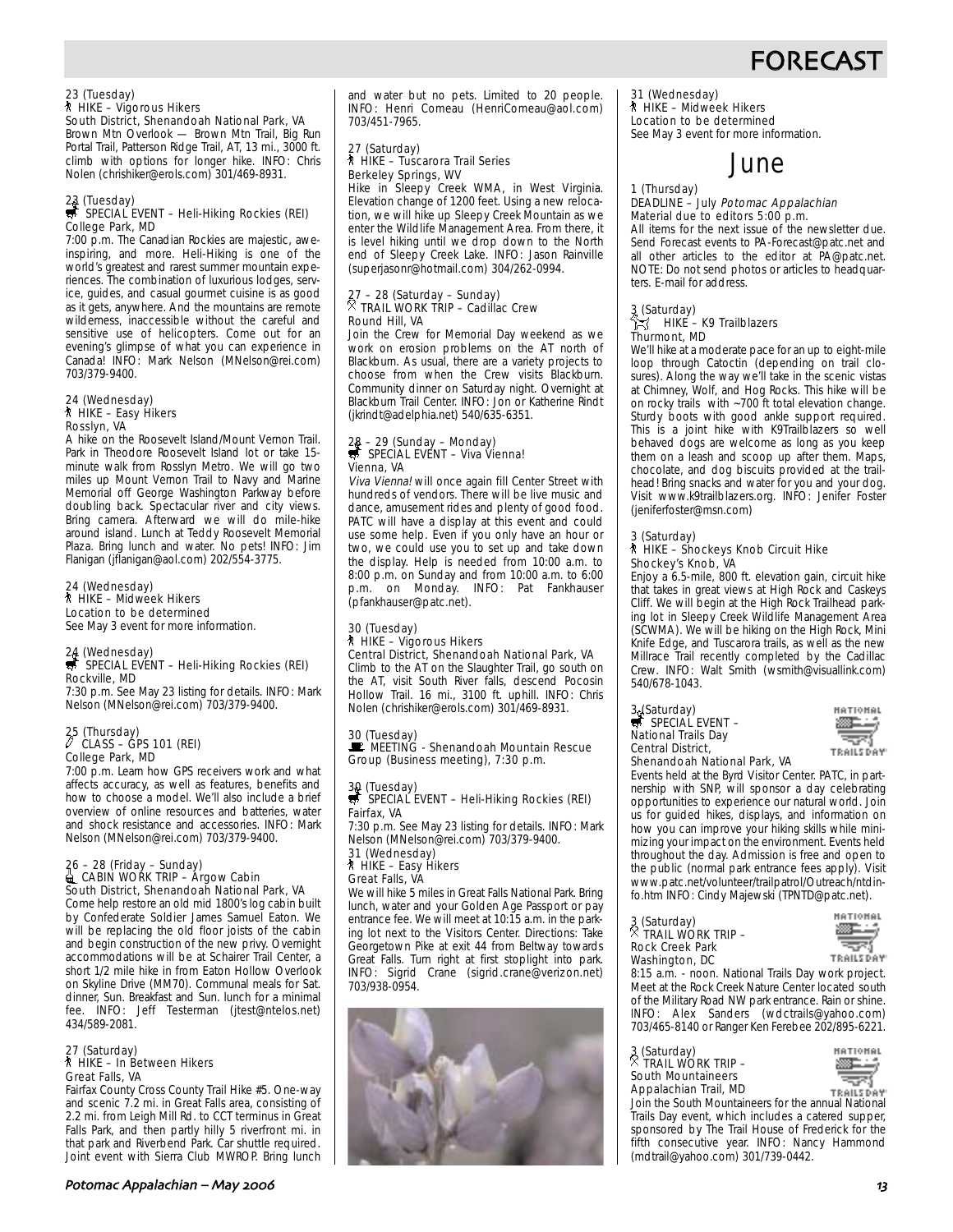## FORECAST

23 (Tuesday)
HIKE – Vigorous Hikers
South District, Shenandoah National Park, VA
Brown Mtn Overlook — Brown Mtn Trail, Big Run Portal Trail, Patterson Ridge Trail, AT, 13 mi., 3000 ft. climb with options for longer hike. INFO: Chris Nolen (chrishiker@erols.com) 301/469-8931.

23 (Tuesday)
SPECIAL EVENT – Heli-Hiking Rockies (REI)
College Park, MD
7:00 p.m. The Canadian Rockies are majestic, awe-inspiring, and more. Heli-Hiking is one of the world's greatest and rarest summer mountain experiences. The combination of luxurious lodges, service, guides, and casual gourmet cuisine is as good as it gets, anywhere. And the mountains are remote wilderness, inaccessible without the careful and sensitive use of helicopters. Come out for an evening's glimpse of what you can experience in Canada! INFO: Mark Nelson (MNelson@rei.com) 703/379-9400.

24 (Wednesday)
HIKE – Easy Hikers
Rosslyn, VA
A hike on the Roosevelt Island/Mount Vernon Trail. Park in Theodore Roosevelt Island lot or take 15-minute walk from Rosslyn Metro. We will go two miles up Mount Vernon Trail to Navy and Marine Memorial off George Washington Parkway before doubling back. Spectacular river and city views. Bring camera. Afterward we will do mile-hike around island. Lunch at Teddy Roosevelt Memorial Plaza. Bring lunch and water. No pets! INFO: Jim Flanigan (jflanigan@aol.com) 202/554-3775.

24 (Wednesday)
HIKE – Midweek Hikers
Location to be determined
See May 3 event for more information.

24 (Wednesday)
SPECIAL EVENT – Heli-Hiking Rockies (REI)
Rockville, MD
7:30 p.m. See May 23 listing for details. INFO: Mark Nelson (MNelson@rei.com) 703/379-9400.

25 (Thursday)
CLASS – GPS 101 (REI)
College Park, MD
7:00 p.m. Learn how GPS receivers work and what affects accuracy, as well as features, benefits and how to choose a model. We'll also include a brief overview of online resources and batteries, water and shock resistance and accessories. INFO: Mark Nelson (MNelson@rei.com) 703/379-9400.

26 – 28 (Friday – Sunday)
CABIN WORK TRIP – Argow Cabin
South District, Shenandoah National Park, VA
Come help restore an old mid 1800's log cabin built by Confederate Soldier James Samuel Eaton. We will be replacing the old floor joists of the cabin and begin construction of the new privy. Overnight accommodations will be at Schairer Trail Center, a short 1/2 mile hike in from Eaton Hollow Overlook on Skyline Drive (MM70). Communal meals for Sat. dinner, Sun. Breakfast and Sun. lunch for a minimal fee. INFO: Jeff Testerman (jtest@ntelos.net) 434/589-2081.

27 (Saturday)
HIKE – In Between Hikers
Great Falls, VA
Fairfax County Cross County Trail Hike #5. One-way and scenic 7.2 mi. in Great Falls area, consisting of 2.2 mi. from Leigh Mill Rd. to CCT terminus in Great Falls Park, and then partly hilly 5 riverfront mi. in that park and Riverbend Park. Car shuttle required. Joint event with Sierra Club MWROP. Bring lunch and water but no pets. Limited to 20 people. INFO: Henri Comeau (HenriComeau@aol.com) 703/451-7965.

27 (Saturday)
HIKE – Tuscarora Trail Series
Berkeley Springs, WV
Hike in Sleepy Creek WMA, in West Virginia. Elevation change of 1200 feet. Using a new relocation, we will hike up Sleepy Creek Mountain as we enter the Wildlife Management Area. From there, it is level hiking until we drop down to the North end of Sleepy Creek Lake. INFO: Jason Rainville (superjasonr@hotmail.com) 304/262-0994.

27 – 28 (Saturday – Sunday)
TRAIL WORK TRIP – Cadillac Crew
Round Hill, VA
Join the Crew for Memorial Day weekend as we work on erosion problems on the AT north of Blackburn. As usual, there are a variety projects to choose from when the Crew visits Blackburn. Community dinner on Saturday night. Overnight at Blackburn Trail Center. INFO: Jon or Katherine Rindt (jkrindt@adelphia.net) 540/635-6351.

28 – 29 (Sunday – Monday)
SPECIAL EVENT – Viva Vienna!
Vienna, VA
*Viva Vienna!* will once again fill Center Street with hundreds of vendors. There will be live music and dance, amusement rides and plenty of good food. PATC will have a display at this event and could use some help. Even if you only have an hour or two, we could use you to set up and take down the display. Help is needed from 10:00 a.m. to 8:00 p.m. on Sunday and from 10:00 a.m. to 6:00 p.m. on Monday. INFO: Pat Fankhauser (pfankhauser@patc.net).

30 (Tuesday)
HIKE – Vigorous Hikers
Central District, Shenandoah National Park, VA
Climb to the AT on the Slaughter Trail, go south on the AT, visit South River falls, descend Pocosin Hollow Trail. 16 mi., 3100 ft. uphill. INFO: Chris Nolen (chrishiker@erols.com) 301/469-8931.

30 (Tuesday)
MEETING - Shenandoah Mountain Rescue Group (Business meeting), 7:30 p.m.

30 (Tuesday)
SPECIAL EVENT – Heli-Hiking Rockies (REI)
Fairfax, VA
7:30 p.m. See May 23 listing for details. INFO: Mark Nelson (MNelson@rei.com) 703/379-9400.

31 (Wednesday)
HIKE – Easy Hikers
Great Falls, VA
We will hike 5 miles in Great Falls National Park. Bring lunch, water and your Golden Age Passport or pay entrance fee. We will meet at 10:15 a.m. in the parking lot next to the Visitors Center. Directions: Take Georgetown Pike at exit 44 from Beltway towards Great Falls. Turn right at first stoplight into park. INFO: Sigrid Crane (sigrid.crane@verizon.net) 703/938-0954.

31 (Wednesday)
HIKE – Midweek Hikers
Location to be determined
See May 3 event for more information.

# June

1 (Thursday)
DEADLINE – July *Potomac Appalachian*
Material due to editors 5:00 p.m.
All items for the next issue of the newsletter due. Send Forecast events to PA-Forecast@patc.net and all other articles to the editor at PA@patc.net. NOTE: Do not send photos or articles to headquarters. E-mail for address.

3 (Saturday)
HIKE – K9 Trailblazers
Thurmont, MD
We'll hike at a moderate pace for an up to eight-mile loop through Catoctin (depending on trail closures). Along the way we'll take in the scenic vistas at Chimney, Wolf, and Hog Rocks. This hike will be on rocky trails with ~700 ft total elevation change. Sturdy boots with good ankle support required. This is a joint hike with K9Trailblazers so well behaved dogs are welcome as long as you keep them on a leash and scoop up after them. Maps, chocolate, and dog biscuits provided at the trailhead! Bring snacks and water for you and your dog. Visit www.k9trailblazers.org. INFO: Jenifer Foster (jeniferfoster@msn.com)

3 (Saturday)
HIKE – Shockeys Knob Circuit Hike
Shockey's Knob, VA
Enjoy a 6.5-mile, 800 ft. elevation gain, circuit hike that takes in great views at High Rock and Caskeys Cliff. We will begin at the High Rock Trailhead parking lot in Sleepy Creek Wildlife Management Area (SCWMA). We will be hiking on the High Rock, Mini Knife Edge, and Tuscarora trails, as well as the new Millrace Trail recently completed by the Cadillac Crew. INFO: Walt Smith (wsmith@visuallink.com) 540/678-1043.

3 (Saturday)
SPECIAL EVENT – National Trails Day
Central District, Shenandoah National Park, VA
Events held at the Byrd Visitor Center. PATC, in partnership with SNP, will sponsor a day celebrating opportunities to experience our natural world. Join us for guided hikes, displays, and information on how you can improve your hiking skills while minimizing your impact on the environment. Events held throughout the day. Admission is free and open to the public (normal park entrance fees apply). Visit www.patc.net/volunteer/trailpatrol/Outreach/ntdinfo.htm INFO: Cindy Majewski (TPNTD@patc.net).

3 (Saturday)
TRAIL WORK TRIP – Rock Creek Park
Washington, DC
8:15 a.m. - noon. National Trails Day work project. Meet at the Rock Creek Nature Center located south of the Military Road NW park entrance. Rain or shine. INFO: Alex Sanders (wdctrails@yahoo.com) 703/465-8140 or Ranger Ken Ferebee 202/895-6221.

3 (Saturday)
TRAIL WORK TRIP – South Mountaineers
Appalachian Trail, MD
Join the South Mountaineers for the annual National Trails Day event, which includes a catered supper, sponsored by The Trail House of Frederick for the fifth consecutive year. INFO: Nancy Hammond (mdtrail@yahoo.com) 301/739-0442.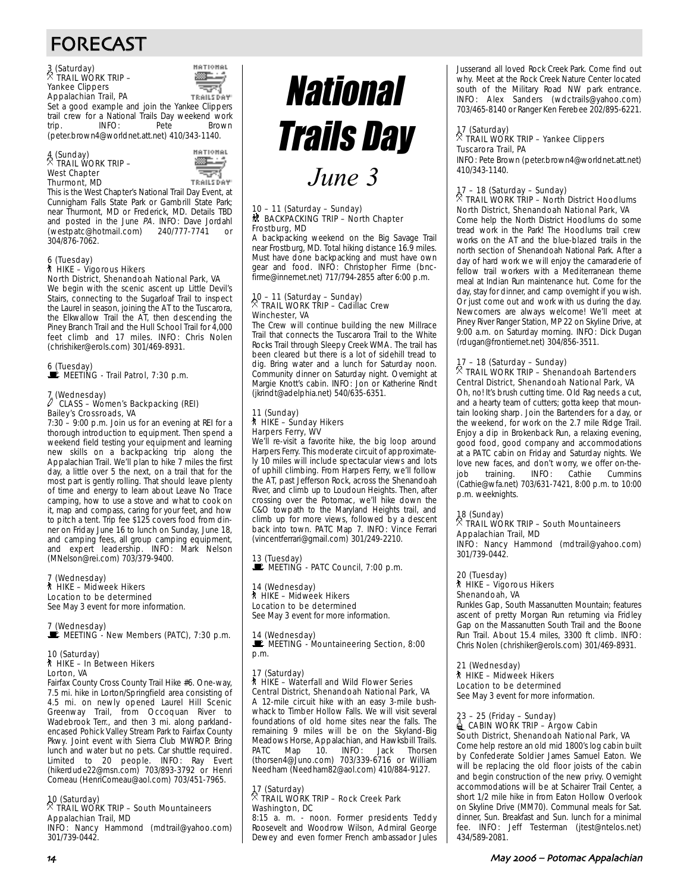# FORECAST

3 (Saturday)
TRAIL WORK TRIP – Yankee Clippers
Appalachian Trail, PA
Set a good example and join the Yankee Clippers trail crew for a National Trails Day weekend work trip. INFO: Pete Brown (peter.brown4@worldnet.att.net) 410/343-1140.

4 (Sunday)
TRAIL WORK TRIP – West Chapter
Thurmont, MD
This is the West Chapter's National Trail Day Event, at Cunnigham Falls State Park or Gambrill State Park; near Thurmont, MD or Frederick, MD. Details TBD and posted in the June *PA*. INFO: Dave Jordahl (westpatc@hotmail.com) 240/777-7741 or 304/876-7062.

6 (Tuesday)
HIKE – Vigorous Hikers
North District, Shenandoah National Park, VA
We begin with the scenic ascent up Little Devil's Stairs, connecting to the Sugarloaf Trail to inspect the Laurel in season, joining the AT to the Tuscarora, the Elkwallow Trail the AT, then descending the Piney Branch Trail and the Hull School Trail for 4,000 feet climb and 17 miles. INFO: Chris Nolen (chrishiker@erols.com) 301/469-8931.

6 (Tuesday)
MEETING - Trail Patrol, 7:30 p.m.

7 (Wednesday)
CLASS – Women's Backpacking (REI)
Bailey's Crossroads, VA
7:30 – 9:00 p.m. Join us for an evening at REI for a thorough introduction to equipment. Then spend a weekend field testing your equipment and learning new skills on a backpacking trip along the Appalachian Trail. We'll plan to hike 7 miles the first day, a little over 5 the next, on a trail that for the most part is gently rolling. That should leave plenty of time and energy to learn about Leave No Trace camping, how to use a stove and what to cook on it, map and compass, caring for your feet, and how to pitch a tent. Trip fee $125 covers food from dinner on Friday June 16 to lunch on Sunday, June 18, and camping fees, all group camping equipment, and expert leadership. INFO: Mark Nelson (MNelson@rei.com) 703/379-9400.

7 (Wednesday)
HIKE – Midweek Hikers
Location to be determined
See May 3 event for more information.

7 (Wednesday)
MEETING - New Members (PATC), 7:30 p.m.

10 (Saturday)
HIKE – In Between Hikers
Lorton, VA
Fairfax County Cross County Trail Hike #6. One-way, 7.5 mi. hike in Lorton/Springfield area consisting of 4.5 mi. on newly opened Laurel Hill Scenic Greenway Trail, from Occoquan River to Wadebrook Terr., and then 3 mi. along parkland-encased Pohick Valley Stream Park to Fairfax County Pkwy. Joint event with Sierra Club MWROP. Bring lunch and water but no pets. Car shuttle required. Limited to 20 people. INFO: Ray Evert (hikerdude22@msn.com) 703/893-3792 or Henri Comeau (HenriComeau@aol.com) 703/451-7965.

10 (Saturday)
TRAIL WORK TRIP – South Mountaineers
Appalachian Trail, MD
INFO: Nancy Hammond (mdtrail@yahoo.com) 301/739-0442.

# National Trails Day

*June 3*

10 – 11 (Saturday – Sunday)
BACKPACKING TRIP – North Chapter
Frostburg, MD
A backpacking weekend on the Big Savage Trail near Frostburg, MD. Total hiking distance 16.9 miles. Must have done backpacking and must have own gear and food. INFO: Christopher Firme (bncfirme@innernet.net) 717/794-2855 after 6:00 p.m.

10 – 11 (Saturday – Sunday)
TRAIL WORK TRIP – Cadillac Crew
Winchester, VA
The Crew will continue building the new Millrace Trail that connects the Tuscarora Trail to the White Rocks Trail through Sleepy Creek WMA. The trail has been cleared but there is a lot of sidehill tread to dig. Bring water and a lunch for Saturday noon. Community dinner on Saturday night. Overnight at Margie Knott's cabin. INFO: Jon or Katherine Rindt (jkrindt@adelphia.net) 540/635-6351.

11 (Sunday)
HIKE – Sunday Hikers
Harpers Ferry, WV
We'll re-visit a favorite hike, the big loop around Harpers Ferry. This moderate circuit of approximately 10 miles will include spectacular views and lots of uphill climbing. From Harpers Ferry, we'll follow the AT, past Jefferson Rock, across the Shenandoah River, and climb up to Loudoun Heights. Then, after crossing over the Potomac, we'll hike down the C&O towpath to the Maryland Heights trail, and climb up for more views, followed by a descent back into town. PATC Map 7. INFO: Vince Ferrari (vincentferrari@gmail.com) 301/249-2210.

13 (Tuesday)
MEETING - PATC Council, 7:00 p.m.

14 (Wednesday)
HIKE – Midweek Hikers
Location to be determined
See May 3 event for more information.

14 (Wednesday)
MEETING - Mountaineering Section, 8:00 p.m.

17 (Saturday)
HIKE – Waterfall and Wild Flower Series
Central District, Shenandoah National Park, VA
A 12-mile circuit hike with an easy 3-mile bushwhack to Timber Hollow Falls. We will visit several foundations of old home sites near the falls. The remaining 9 miles will be on the Skyland-Big Meadows Horse, Appalachian, and Hawksbill Trails. PATC Map 10. INFO: Jack Thorsen (thorsen4@Juno.com) 703/339-6716 or William Needham (Needham82@aol.com) 410/884-9127.

17 (Saturday)
TRAIL WORK TRIP – Rock Creek Park
Washington, DC
8:15 a. m. - noon. Former presidents Teddy Roosevelt and Woodrow Wilson, Admiral George Dewey and even former French ambassador Jules Jusserand all loved Rock Creek Park. Come find out why. Meet at the Rock Creek Nature Center located south of the Military Road NW park entrance. INFO: Alex Sanders (wdctrails@yahoo.com) 703/465-8140 or Ranger Ken Ferebee 202/895-6221.

17 (Saturday)
TRAIL WORK TRIP – Yankee Clippers
Tuscarora Trail, PA
INFO: Pete Brown (peter.brown4@worldnet.att.net) 410/343-1140.

17 – 18 (Saturday – Sunday)
TRAIL WORK TRIP – North District Hoodlums
North District, Shenandoah National Park, VA
Come help the North District Hoodlums do some tread work in the Park! The Hoodlums trail crew works on the AT and the blue-blazed trails in the north section of Shenandoah National Park. After a day of hard work we will enjoy the camaraderie of fellow trail workers with a Mediterranean theme meal at Indian Run maintenance hut. Come for the day, stay for dinner, and camp overnight if you wish. Or just come out and work with us during the day. Newcomers are always welcome! We'll meet at Piney River Ranger Station, MP 22 on Skyline Drive, at 9:00 a.m. on Saturday morning. INFO: Dick Dugan (rdugan@frontiernet.net) 304/856-3511.

17 – 18 (Saturday – Sunday)
TRAIL WORK TRIP – Shenandoah Bartenders
Central District, Shenandoah National Park, VA
Oh, no! It's brush cutting time. Old Rag needs a cut, and a hearty team of cutters; gotta keep that mountain looking sharp. Join the Bartenders for a day, or the weekend, for work on the 2.7 mile Ridge Trail. Enjoy a dip in Brokenback Run, a relaxing evening, good food, good company and accommodations at a PATC cabin on Friday and Saturday nights. We love new faces, and don't worry, we offer on-the-job training. INFO: Cathie Cummins (Cathie@wfa.net) 703/631-7421, 8:00 p.m. to 10:00 p.m. weeknights.

18 (Sunday)
TRAIL WORK TRIP – South Mountaineers
Appalachian Trail, MD
INFO: Nancy Hammond (mdtrail@yahoo.com) 301/739-0442.

20 (Tuesday)
HIKE – Vigorous Hikers
Shenandoah, VA
Runkles Gap, South Massanutten Mountain; features ascent of pretty Morgan Run returning via Fridley Gap on the Massanutten South Trail and the Boone Run Trail. About 15.4 miles, 3300 ft climb. INFO: Chris Nolen (chrishiker@erols.com) 301/469-8931.

21 (Wednesday)
HIKE – Midweek Hikers
Location to be determined
See May 3 event for more information.

23 – 25 (Friday – Sunday)
CABIN WORK TRIP – Argow Cabin
South District, Shenandoah National Park, VA
Come help restore an old mid 1800's log cabin built by Confederate Soldier James Samuel Eaton. We will be replacing the old floor joists of the cabin and begin construction of the new privy. Overnight accommodations will be at Schairer Trail Center, a short 1/2 mile hike in from Eaton Hollow Overlook on Skyline Drive (MM70). Communal meals for Sat. dinner, Sun. Breakfast and Sun. lunch for a minimal fee. INFO: Jeff Testerman (jtest@ntelos.net) 434/589-2081.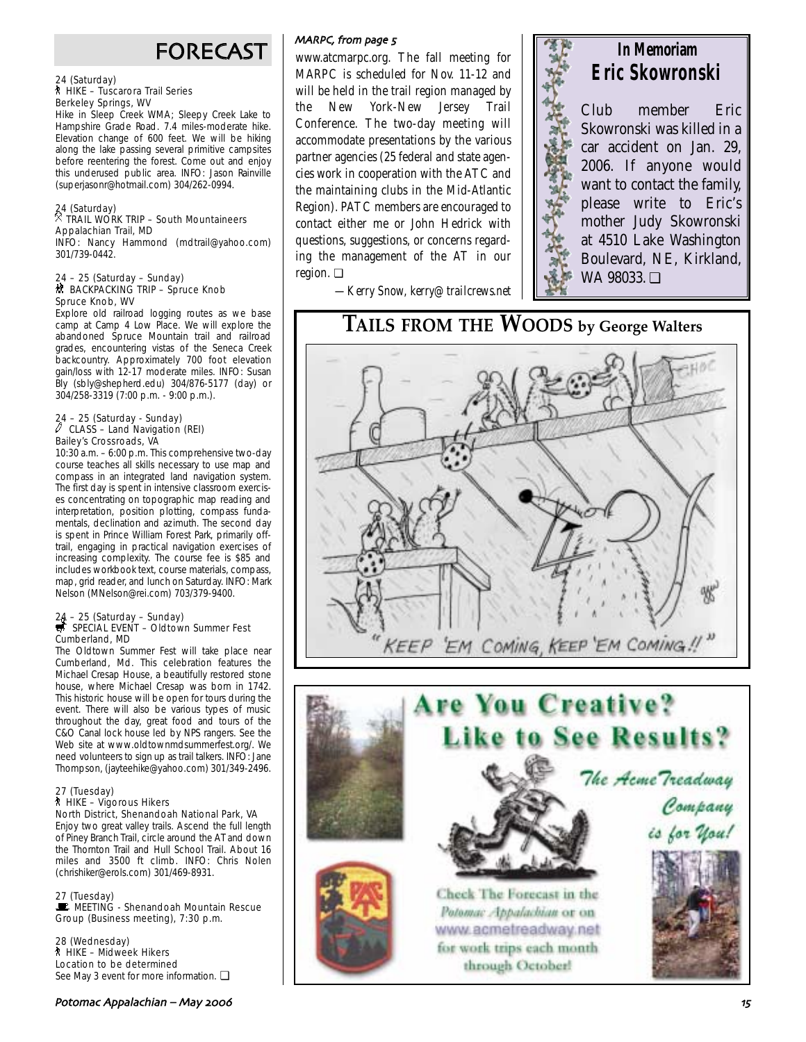# FORECAST

24 (Saturday)
HIKE – Tuscarora Trail Series
Berkeley Springs, WV
Hike in Sleep Creek WMA; Sleepy Creek Lake to Hampshire Grade Road. 7.4 miles-moderate hike. Elevation change of 600 feet. We will be hiking along the lake passing several primitive campsites before reentering the forest. Come out and enjoy this underused public area. INFO: Jason Rainville (superjasonr@hotmail.com) 304/262-0994.

24 (Saturday)
TRAIL WORK TRIP – South Mountaineers
Appalachian Trail, MD
INFO: Nancy Hammond (mdtrail@yahoo.com) 301/739-0442.

24 – 25 (Saturday – Sunday)
BACKPACKING TRIP – Spruce Knob
Spruce Knob, WV
Explore old railroad logging routes as we base camp at Camp 4 Low Place. We will explore the abandoned Spruce Mountain trail and railroad grades, encountering vistas of the Seneca Creek backcountry. Approximately 700 foot elevation gain/loss with 12-17 moderate miles. INFO: Susan Bly (sbly@shepherd.edu) 304/876-5177 (day) or 304/258-3319 (7:00 p.m. - 9:00 p.m.).

24 – 25 (Saturday - Sunday)
CLASS – Land Navigation (REI)
Bailey's Crossroads, VA
10:30 a.m. – 6:00 p.m. This comprehensive two-day course teaches all skills necessary to use map and compass in an integrated land navigation system. The first day is spent in intensive classroom exercises concentrating on topographic map reading and interpretation, position plotting, compass fundamentals, declination and azimuth. The second day is spent in Prince William Forest Park, primarily off-trail, engaging in practical navigation exercises of increasing complexity. The course fee is $85 and includes workbook text, course materials, compass, map, grid reader, and lunch on Saturday. INFO: Mark Nelson (MNelson@rei.com) 703/379-9400.

24 – 25 (Saturday – Sunday)
SPECIAL EVENT – Oldtown Summer Fest
Cumberland, MD
The Oldtown Summer Fest will take place near Cumberland, Md. This celebration features the Michael Cresap House, a beautifully restored stone house, where Michael Cresap was born in 1742. This historic house will be open for tours during the event. There will also be various types of music throughout the day, great food and tours of the C&O Canal lock house led by NPS rangers. See the Web site at www.oldtownmdsummerfest.org/. We need volunteers to sign up as trail talkers. INFO: Jane Thompson, (jayteehike@yahoo.com) 301/349-2496.

27 (Tuesday)
HIKE – Vigorous Hikers
North District, Shenandoah National Park, VA
Enjoy two great valley trails. Ascend the full length of Piney Branch Trail, circle around the AT and down the Thornton Trail and Hull School Trail. About 16 miles and 3500 ft climb. INFO: Chris Nolen (chrishiker@erols.com) 301/469-8931.

27 (Tuesday)
MEETING - Shenandoah Mountain Rescue Group (Business meeting), 7:30 p.m.

28 (Wednesday)
HIKE – Midweek Hikers
Location to be determined
See May 3 event for more information. ❑

*MARPC, from page 5*

www.atcmarpc.org. The fall meeting for MARPC is scheduled for Nov. 11-12 and will be held in the trail region managed by the New York-New Jersey Trail Conference. The two-day meeting will accommodate presentations by the various partner agencies (25 federal and state agencies work in cooperation with the ATC and the maintaining clubs in the Mid-Atlantic Region). PATC members are encouraged to contact either me or John Hedrick with questions, suggestions, or concerns regarding the management of the AT in our region. ❑

*—Kerry Snow, kerry@trailcrews.net*

## In Memoriam
## Eric Skowronski

Club member Eric Skowronski was killed in a car accident on Jan. 29, 2006. If anyone would want to contact the family, please write to Eric's mother Judy Skowronski at 4510 Lake Washington Boulevard, NE, Kirkland, WA 98033. ❑

## TAILS FROM THE WOODS by George Walters

"KEEP 'EM COMING, KEEP 'EM COMING!!"

## Are You Creative? Like to See Results?

The Acme Treadway Company is for You!

Check The Forecast in the *Potomac Appalachian* or on www.acmetreadway.net for work trips each month through October!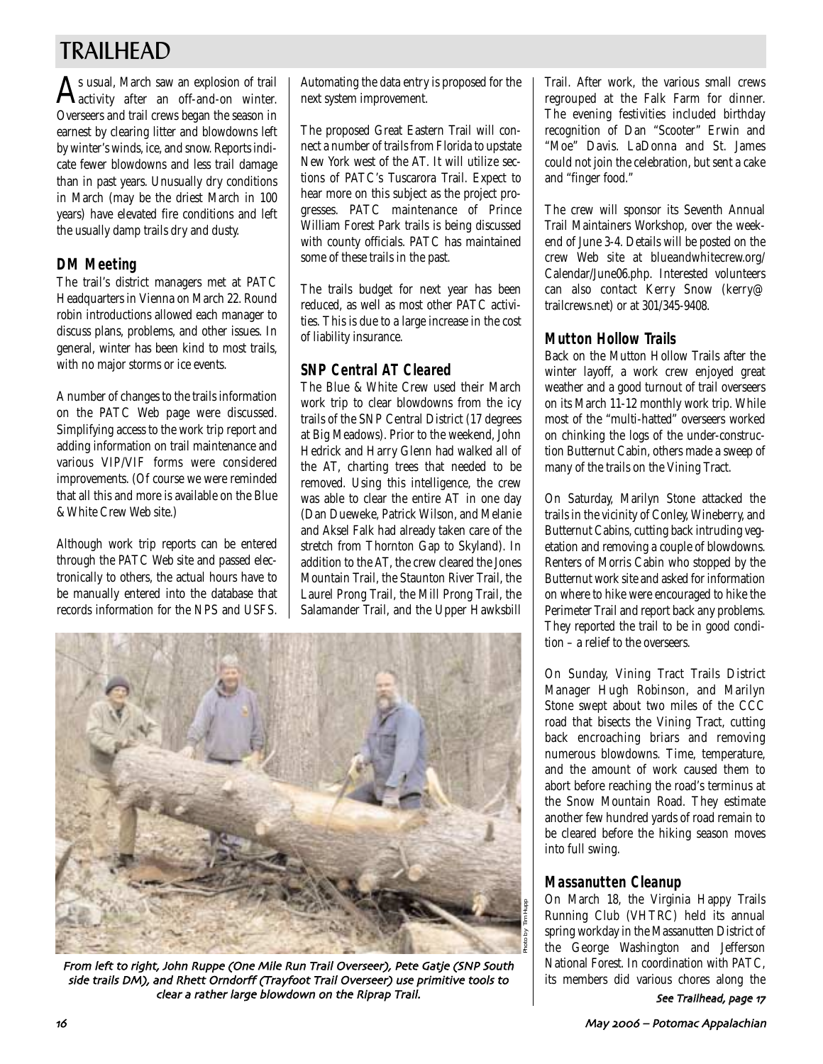# TRAILHEAD

As usual, March saw an explosion of trail activity after an off-and-on winter. Overseers and trail crews began the season in earnest by clearing litter and blowdowns left by winter's winds, ice, and snow. Reports indicate fewer blowdowns and less trail damage than in past years. Unusually dry conditions in March (may be the driest March in 100 years) have elevated fire conditions and left the usually damp trails dry and dusty.

## DM Meeting

The trail's district managers met at PATC Headquarters in Vienna on March 22. Round robin introductions allowed each manager to discuss plans, problems, and other issues. In general, winter has been kind to most trails, with no major storms or ice events.

A number of changes to the trails information on the PATC Web page were discussed. Simplifying access to the work trip report and adding information on trail maintenance and various VIP/VIF forms were considered improvements. (Of course we were reminded that all this and more is available on the Blue & White Crew Web site.)

Although work trip reports can be entered through the PATC Web site and passed electronically to others, the actual hours have to be manually entered into the database that records information for the NPS and USFS. Automating the data entry is proposed for the next system improvement.

The proposed Great Eastern Trail will connect a number of trails from Florida to upstate New York west of the AT. It will utilize sections of PATC's Tuscarora Trail. Expect to hear more on this subject as the project progresses. PATC maintenance of Prince William Forest Park trails is being discussed with county officials. PATC has maintained some of these trails in the past.

The trails budget for next year has been reduced, as well as most other PATC activities. This is due to a large increase in the cost of liability insurance.

## SNP Central AT Cleared

The Blue & White Crew used their March work trip to clear blowdowns from the icy trails of the SNP Central District (17 degrees at Big Meadows). Prior to the weekend, John Hedrick and Harry Glenn had walked all of the AT, charting trees that needed to be removed. Using this intelligence, the crew was able to clear the entire AT in one day (Dan Dueweke, Patrick Wilson, and Melanie and Aksel Falk had already taken care of the stretch from Thornton Gap to Skyland). In addition to the AT, the crew cleared the Jones Mountain Trail, the Staunton River Trail, the Laurel Prong Trail, the Mill Prong Trail, the Salamander Trail, and the Upper Hawksbill Trail. After work, the various small crews regrouped at the Falk Farm for dinner. The evening festivities included birthday recognition of Dan "Scooter" Erwin and "Moe" Davis. LaDonna and St. James could not join the celebration, but sent a cake and "finger food."

The crew will sponsor its Seventh Annual Trail Maintainers Workshop, over the weekend of June 3-4. Details will be posted on the crew Web site at blueandwhitecrew.org/Calendar/June06.php. Interested volunteers can also contact Kerry Snow (kerry@trailcrews.net) or at 301/345-9408.

Photo by Tim Hupp

*From left to right, John Ruppe (One Mile Run Trail Overseer), Pete Gatje (SNP South side trails DM), and Rhett Orndorff (Trayfoot Trail Overseer) use primitive tools to clear a rather large blowdown on the Riprap Trail.*

## Mutton Hollow Trails

Back on the Mutton Hollow Trails after the winter layoff, a work crew enjoyed great weather and a good turnout of trail overseers on its March 11-12 monthly work trip. While most of the "multi-hatted" overseers worked on chinking the logs of the under-construction Butternut Cabin, others made a sweep of many of the trails on the Vining Tract.

On Saturday, Marilyn Stone attacked the trails in the vicinity of Conley, Wineberry, and Butternut Cabins, cutting back intruding vegetation and removing a couple of blowdowns. Renters of Morris Cabin who stopped by the Butternut work site and asked for information on where to hike were encouraged to hike the Perimeter Trail and report back any problems. They reported the trail to be in good condition – a relief to the overseers.

On Sunday, Vining Tract Trails District Manager Hugh Robinson, and Marilyn Stone swept about two miles of the CCC road that bisects the Vining Tract, cutting back encroaching briars and removing numerous blowdowns. Time, temperature, and the amount of work caused them to abort before reaching the road's terminus at the Snow Mountain Road. They estimate another few hundred yards of road remain to be cleared before the hiking season moves into full swing.

## Massanutten Cleanup

On March 18, the Virginia Happy Trails Running Club (VHTRC) held its annual spring workday in the Massanutten District of the George Washington and Jefferson National Forest. In coordination with PATC, its members did various chores along the

*See Trailhead, page 17*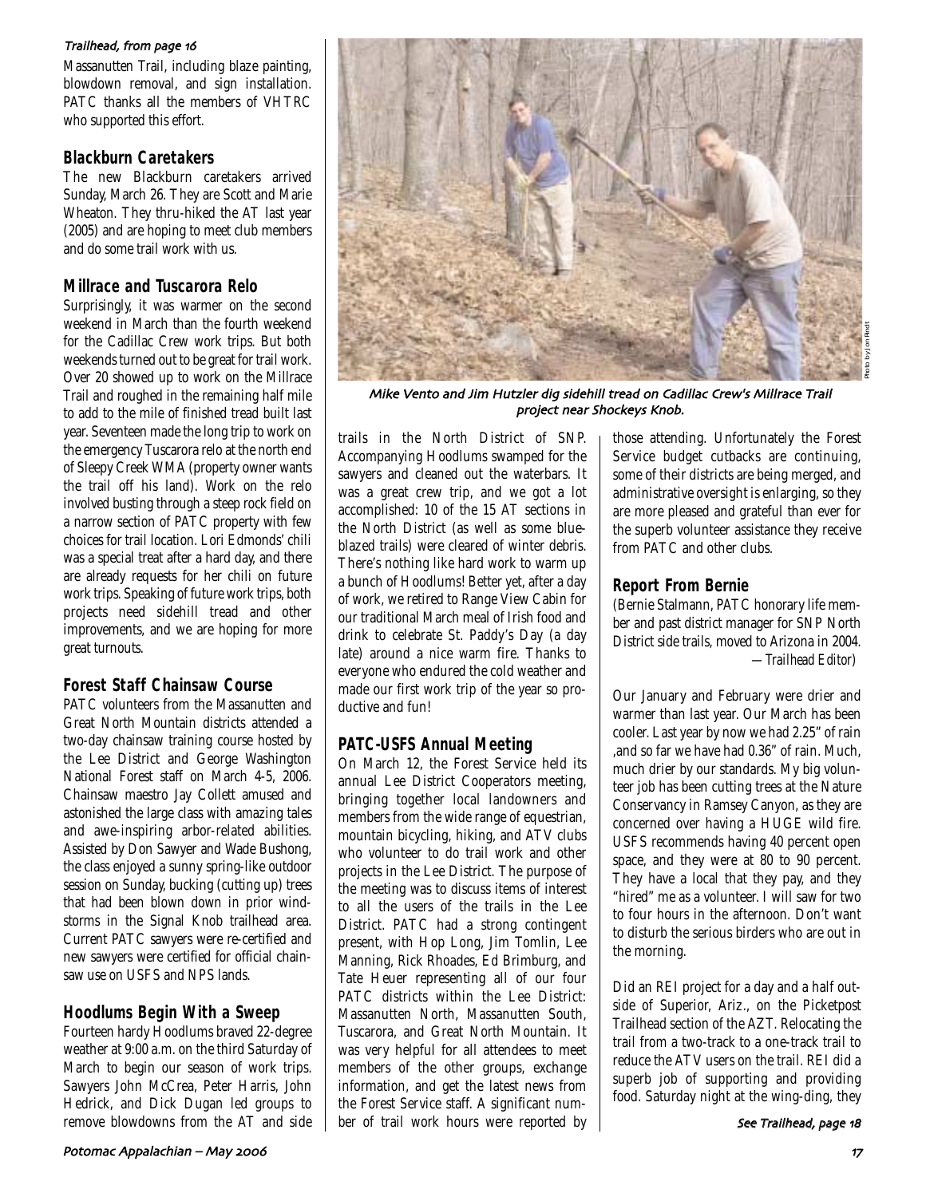*Trailhead, from page 16*

Massanutten Trail, including blaze painting, blowdown removal, and sign installation. PATC thanks all the members of VHTRC who supported this effort.

## Blackburn Caretakers

The new Blackburn caretakers arrived Sunday, March 26. They are Scott and Marie Wheaton. They thru-hiked the AT last year (2005) and are hoping to meet club members and do some trail work with us.

## Millrace and Tuscarora Relo

Surprisingly, it was warmer on the second weekend in March than the fourth weekend for the Cadillac Crew work trips. But both weekends turned out to be great for trail work. Over 20 showed up to work on the Millrace Trail and roughed in the remaining half mile to add to the mile of finished tread built last year. Seventeen made the long trip to work on the emergency Tuscarora relo at the north end of Sleepy Creek WMA (property owner wants the trail off his land). Work on the relo involved busting through a steep rock field on a narrow section of PATC property with few choices for trail location. Lori Edmonds' chili was a special treat after a hard day, and there are already requests for her chili on future work trips. Speaking of future work trips, both projects need sidehill tread and other improvements, and we are hoping for more great turnouts.

## Forest Staff Chainsaw Course

PATC volunteers from the Massanutten and Great North Mountain districts attended a two-day chainsaw training course hosted by the Lee District and George Washington National Forest staff on March 4-5, 2006. Chainsaw maestro Jay Collett amused and astonished the large class with amazing tales and awe-inspiring arbor-related abilities. Assisted by Don Sawyer and Wade Bushong, the class enjoyed a sunny spring-like outdoor session on Sunday, bucking (cutting up) trees that had been blown down in prior windstorms in the Signal Knob trailhead area. Current PATC sawyers were re-certified and new sawyers were certified for official chainsaw use on USFS and NPS lands.

## Hoodlums Begin With a Sweep

Fourteen hardy Hoodlums braved 22-degree weather at 9:00 a.m. on the third Saturday of March to begin our season of work trips. Sawyers John McCrea, Peter Harris, John Hedrick, and Dick Dugan led groups to remove blowdowns from the AT and side trails in the North District of SNP. Accompanying Hoodlums swamped for the sawyers and cleaned out the waterbars. It was a great crew trip, and we got a lot accomplished: 10 of the 15 AT sections in the North District (as well as some blue-blazed trails) were cleared of winter debris. There's nothing like hard work to warm up a bunch of Hoodlums! Better yet, after a day of work, we retired to Range View Cabin for our traditional March meal of Irish food and drink to celebrate St. Paddy's Day (a day late) around a nice warm fire. Thanks to everyone who endured the cold weather and made our first work trip of the year so productive and fun!

*Mike Vento and Jim Hutzler dig sidehill tread on Cadillac Crew's Millrace Trail project near Shockeys Knob.*

Photo by Jon Rindt

## PATC-USFS Annual Meeting

On March 12, the Forest Service held its annual Lee District Cooperators meeting, bringing together local landowners and members from the wide range of equestrian, mountain bicycling, hiking, and ATV clubs who volunteer to do trail work and other projects in the Lee District. The purpose of the meeting was to discuss items of interest to all the users of the trails in the Lee District. PATC had a strong contingent present, with Hop Long, Jim Tomlin, Lee Manning, Rick Rhoades, Ed Brimburg, and Tate Heuer representing all of our four PATC districts within the Lee District: Massanutten North, Massanutten South, Tuscarora, and Great North Mountain. It was very helpful for all attendees to meet members of the other groups, exchange information, and get the latest news from the Forest Service staff. A significant number of trail work hours were reported by those attending. Unfortunately the Forest Service budget cutbacks are continuing, some of their districts are being merged, and administrative oversight is enlarging, so they are more pleased and grateful than ever for the superb volunteer assistance they receive from PATC and other clubs.

## Report From Bernie

(Bernie Stalmann, PATC honorary life member and past district manager for SNP North District side trails, moved to Arizona in 2004. *—Trailhead Editor*)

Our January and February were drier and warmer than last year. Our March has been cooler. Last year by now we had 2.25" of rain ,and so far we have had 0.36" of rain. Much, much drier by our standards. My big volunteer job has been cutting trees at the Nature Conservancy in Ramsey Canyon, as they are concerned over having a HUGE wild fire. USFS recommends having 40 percent open space, and they were at 80 to 90 percent. They have a local that they pay, and they "hired" me as a volunteer. I will saw for two to four hours in the afternoon. Don't want to disturb the serious birders who are out in the morning.

Did an REI project for a day and a half outside of Superior, Ariz., on the Picketpost Trailhead section of the AZT. Relocating the trail from a two-track to a one-track trail to reduce the ATV users on the trail. REI did a superb job of supporting and providing food. Saturday night at the wing-ding, they

*See Trailhead, page 18*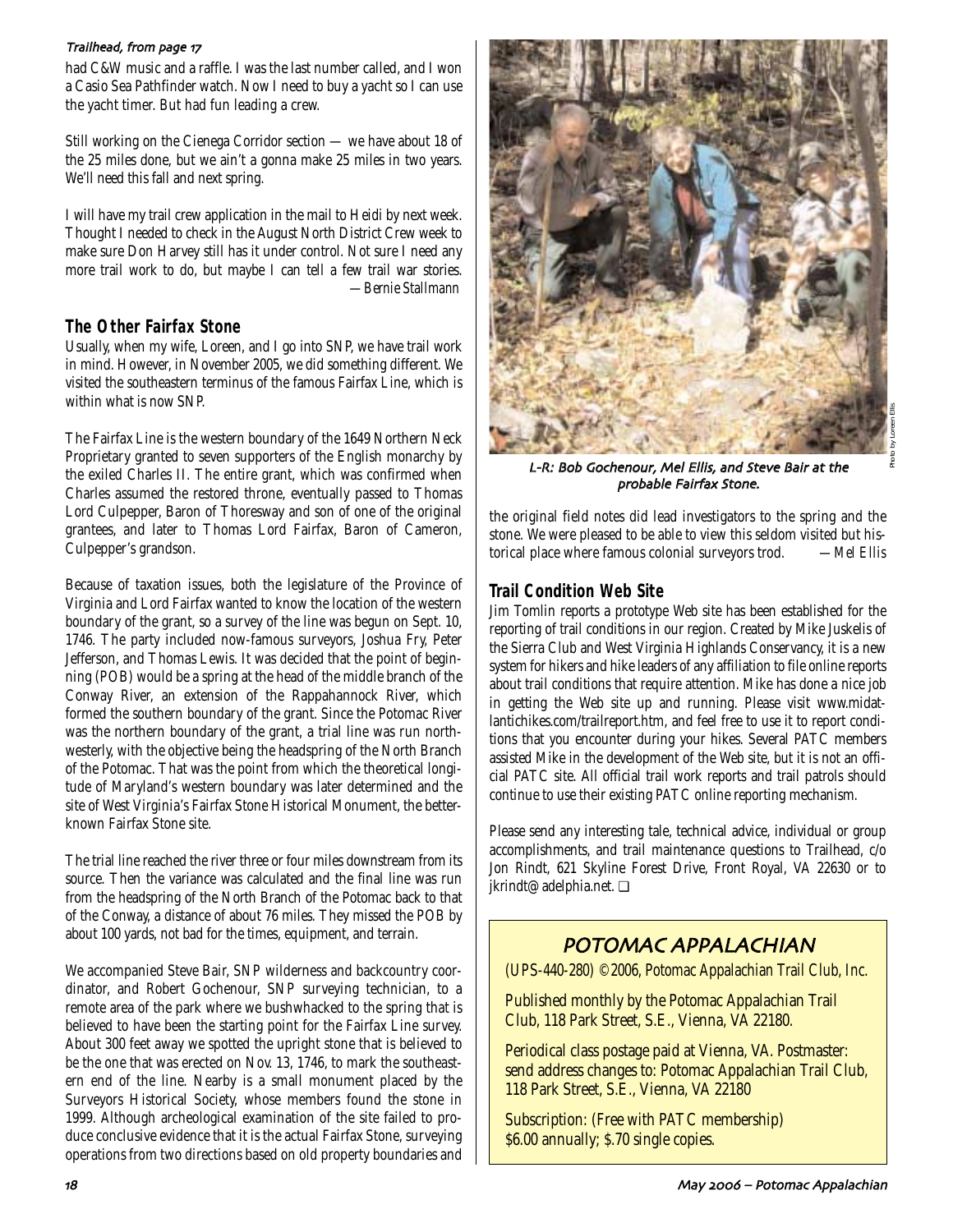*Trailhead, from page 17*

had C&W music and a raffle. I was the last number called, and I won a Casio Sea Pathfinder watch. Now I need to buy a yacht so I can use the yacht timer. But had fun leading a crew.

Still working on the Cienega Corridor section — we have about 18 of the 25 miles done, but we ain't a gonna make 25 miles in two years. We'll need this fall and next spring.

I will have my trail crew application in the mail to Heidi by next week. Thought I needed to check in the August North District Crew week to make sure Don Harvey still has it under control. Not sure I need any more trail work to do, but maybe I can tell a few trail war stories.
*—Bernie Stallmann*

## The Other Fairfax Stone

Usually, when my wife, Loreen, and I go into SNP, we have trail work in mind. However, in November 2005, we did something different. We visited the southeastern terminus of the famous Fairfax Line, which is within what is now SNP.

The Fairfax Line is the western boundary of the 1649 Northern Neck Proprietary granted to seven supporters of the English monarchy by the exiled Charles II. The entire grant, which was confirmed when Charles assumed the restored throne, eventually passed to Thomas Lord Culpepper, Baron of Thoresway and son of one of the original grantees, and later to Thomas Lord Fairfax, Baron of Cameron, Culpepper's grandson.

Because of taxation issues, both the legislature of the Province of Virginia and Lord Fairfax wanted to know the location of the western boundary of the grant, so a survey of the line was begun on Sept. 10, 1746. The party included now-famous surveyors, Joshua Fry, Peter Jefferson, and Thomas Lewis. It was decided that the point of beginning (POB) would be a spring at the head of the middle branch of the Conway River, an extension of the Rappahannock River, which formed the southern boundary of the grant. Since the Potomac River was the northern boundary of the grant, a trial line was run northwesterly, with the objective being the headspring of the North Branch of the Potomac. That was the point from which the theoretical longitude of Maryland's western boundary was later determined and the site of West Virginia's Fairfax Stone Historical Monument, the better-known Fairfax Stone site.

The trial line reached the river three or four miles downstream from its source. Then the variance was calculated and the final line was run from the headspring of the North Branch of the Potomac back to that of the Conway, a distance of about 76 miles. They missed the POB by about 100 yards, not bad for the times, equipment, and terrain.

We accompanied Steve Bair, SNP wilderness and backcountry coordinator, and Robert Gochenour, SNP surveying technician, to a remote area of the park where we bushwhacked to the spring that is believed to have been the starting point for the Fairfax Line survey. About 300 feet away we spotted the upright stone that is believed to be the one that was erected on Nov. 13, 1746, to mark the southeastern end of the line. Nearby is a small monument placed by the Surveyors Historical Society, whose members found the stone in 1999. Although archeological examination of the site failed to produce conclusive evidence that it is the actual Fairfax Stone, surveying operations from two directions based on old property boundaries and the original field notes did lead investigators to the spring and the stone. We were pleased to be able to view this seldom visited but historical place where famous colonial surveyors trod. *—Mel Ellis*

*L-R: Bob Gochenour, Mel Ellis, and Steve Bair at the probable Fairfax Stone.*

Photo by Loreen Ellis

## Trail Condition Web Site

Jim Tomlin reports a prototype Web site has been established for the reporting of trail conditions in our region. Created by Mike Juskelis of the Sierra Club and West Virginia Highlands Conservancy, it is a new system for hikers and hike leaders of any affiliation to file online reports about trail conditions that require attention. Mike has done a nice job in getting the Web site up and running. Please visit www.midatlantichikes.com/trailreport.htm, and feel free to use it to report conditions that you encounter during your hikes. Several PATC members assisted Mike in the development of the Web site, but it is not an official PATC site. All official trail work reports and trail patrols should continue to use their existing PATC online reporting mechanism.

Please send any interesting tale, technical advice, individual or group accomplishments, and trail maintenance questions to Trailhead, c/o Jon Rindt, 621 Skyline Forest Drive, Front Royal, VA 22630 or to jkrindt@adelphia.net. ❑

## POTOMAC APPALACHIAN

(UPS-440-280) ©2006, Potomac Appalachian Trail Club, Inc.

Published monthly by the Potomac Appalachian Trail Club, 118 Park Street, S.E., Vienna, VA 22180.

Periodical class postage paid at Vienna, VA. Postmaster: send address changes to: Potomac Appalachian Trail Club, 118 Park Street, S.E., Vienna, VA 22180

Subscription: (Free with PATC membership) $6.00 annually; $.70 single copies.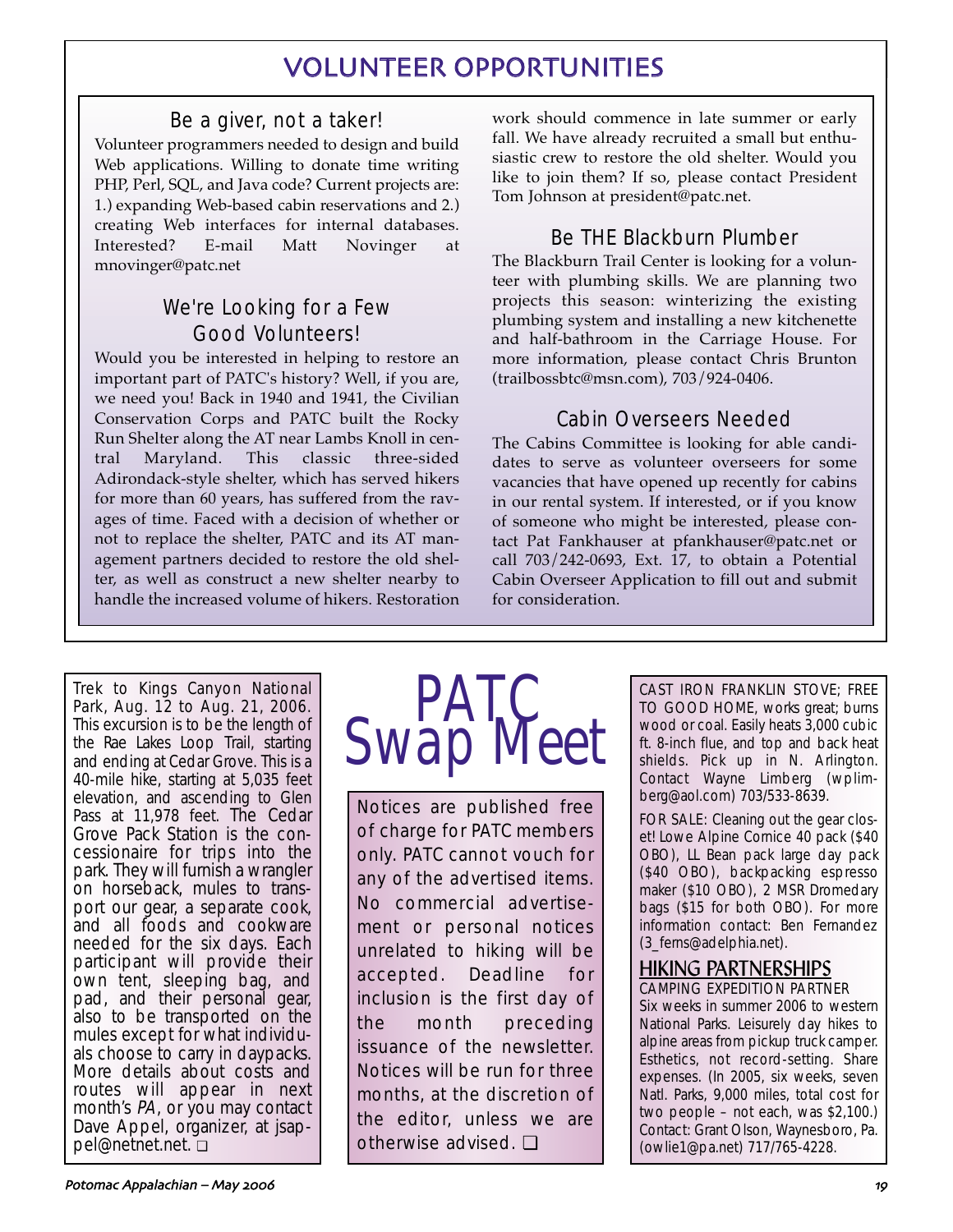# VOLUNTEER OPPORTUNITIES

## Be a giver, not a taker!

Volunteer programmers needed to design and build Web applications. Willing to donate time writing PHP, Perl, SQL, and Java code? Current projects are: 1.) expanding Web-based cabin reservations and 2.) creating Web interfaces for internal databases. Interested? E-mail Matt Novinger at mnovinger@patc.net

## We're Looking for a Few Good Volunteers!

Would you be interested in helping to restore an important part of PATC's history? Well, if you are, we need you! Back in 1940 and 1941, the Civilian Conservation Corps and PATC built the Rocky Run Shelter along the AT near Lambs Knoll in central Maryland. This classic three-sided Adirondack-style shelter, which has served hikers for more than 60 years, has suffered from the ravages of time. Faced with a decision of whether or not to replace the shelter, PATC and its AT management partners decided to restore the old shelter, as well as construct a new shelter nearby to handle the increased volume of hikers. Restoration work should commence in late summer or early fall. We have already recruited a small but enthusiastic crew to restore the old shelter. Would you like to join them? If so, please contact President Tom Johnson at president@patc.net.

## Be THE Blackburn Plumber

The Blackburn Trail Center is looking for a volunteer with plumbing skills. We are planning two projects this season: winterizing the existing plumbing system and installing a new kitchenette and half-bathroom in the Carriage House. For more information, please contact Chris Brunton (trailbossbtc@msn.com), 703/924-0406.

## Cabin Overseers Needed

The Cabins Committee is looking for able candidates to serve as volunteer overseers for some vacancies that have opened up recently for cabins in our rental system. If interested, or if you know of someone who might be interested, please contact Pat Fankhauser at pfankhauser@patc.net or call 703/242-0693, Ext. 17, to obtain a Potential Cabin Overseer Application to fill out and submit for consideration.

# PATC Swap Meet

Notices are published free of charge for PATC members only. PATC cannot vouch for any of the advertised items. No commercial advertisement or personal notices unrelated to hiking will be accepted. Deadline for inclusion is the first day of the month preceding issuance of the newsletter. Notices will be run for three months, at the discretion of the editor, unless we are otherwise advised. ❑

Trek to Kings Canyon National Park, Aug. 12 to Aug. 21, 2006. This excursion is to be the length of the Rae Lakes Loop Trail, starting and ending at Cedar Grove. This is a 40-mile hike, starting at 5,035 feet elevation, and ascending to Glen Pass at 11,978 feet. The Cedar Grove Pack Station is the concessionaire for trips into the park. They will furnish a wrangler on horseback, mules to transport our gear, a separate cook, and all foods and cookware needed for the six days. Each participant will provide their own tent, sleeping bag, and pad, and their personal gear, also to be transported on the mules except for what individuals choose to carry in daypacks. More details about costs and routes will appear in next month's *PA*, or you may contact Dave Appel, organizer, at jsappel@netnet.net. ❑

CAST IRON FRANKLIN STOVE; FREE TO GOOD HOME, works great; burns wood or coal. Easily heats 3,000 cubic ft. 8-inch flue, and top and back heat shields. Pick up in N. Arlington. Contact Wayne Limberg (wplimberg@aol.com) 703/533-8639.

FOR SALE: Cleaning out the gear closet! Lowe Alpine Cornice 40 pack ($40 OBO), LL Bean pack large day pack ($40 OBO), backpacking espresso maker ($10 OBO), 2 MSR Dromedary bags ($15 for both OBO). For more information contact: Ben Fernandez (3_ferns@adelphia.net).

## HIKING PARTNERSHIPS

CAMPING EXPEDITION PARTNER

Six weeks in summer 2006 to western National Parks. Leisurely day hikes to alpine areas from pickup truck camper. Esthetics, not record-setting. Share expenses. (In 2005, six weeks, seven Natl. Parks, 9,000 miles, total cost for two people – not each, was $2,100.) Contact: Grant Olson, Waynesboro, Pa. (owlie1@pa.net) 717/765-4228.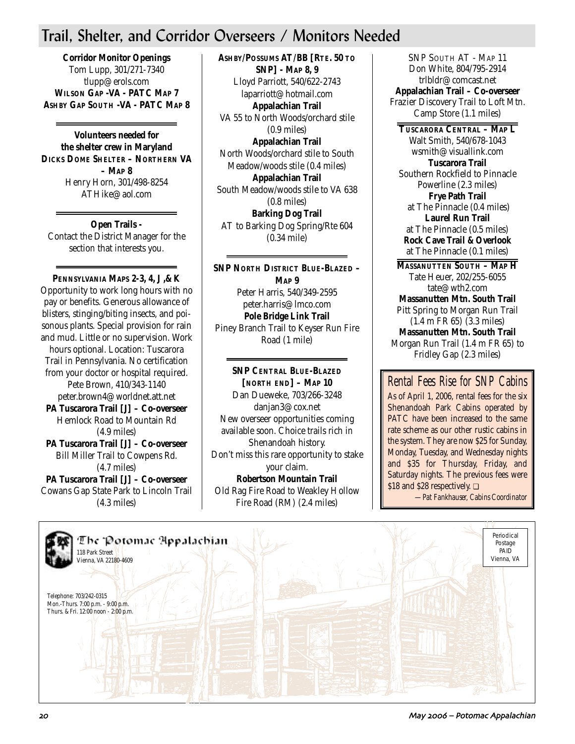# Trail, Shelter, and Corridor Overseers / Monitors Needed

**Corridor Monitor Openings**
Tom Lupp, 301/271-7340
tlupp@erols.com
**WILSON GAP -VA - PATC MAP 7**
**ASHBY GAP SOUTH -VA - PATC MAP 8**

**Volunteers needed for the shelter crew in Maryland**
**DICKS DOME SHELTER – NORTHERN VA – MAP 8**
Henry Horn, 301/498-8254
ATHike@aol.com

**Open Trails -**
Contact the District Manager for the section that interests you.

**PENNSYLVANIA MAPS 2-3, 4, J,& K**
Opportunity to work long hours with no pay or benefits. Generous allowance of blisters, stinging/biting insects, and poisonous plants. Special provision for rain and mud. Little or no supervision. Work hours optional. Location: Tuscarora Trail in Pennsylvania. No certification from your doctor or hospital required.
Pete Brown, 410/343-1140
peter.brown4@worldnet.att.net
**PA Tuscarora Trail [J] – Co-overseer**
Hemlock Road to Mountain Rd (4.9 miles)
**PA Tuscarora Trail [J] – Co-overseer**
Bill Miller Trail to Cowpens Rd. (4.7 miles)
**PA Tuscarora Trail [J] – Co-overseer**
Cowans Gap State Park to Lincoln Trail (4.3 miles)

**ASHBY/POSSUMS AT/BB [RTE. 50 TO SNP] - MAP 8, 9**
Lloyd Parriott, 540/622-2743
laparriott@hotmail.com
**Appalachian Trail**
VA 55 to North Woods/orchard stile (0.9 miles)
**Appalachian Trail**
North Woods/orchard stile to South Meadow/woods stile (0.4 miles)
**Appalachian Trail**
South Meadow/woods stile to VA 638 (0.8 miles)
**Barking Dog Trail**
AT to Barking Dog Spring/Rte 604 (0.34 mile)

**SNP NORTH DISTRICT BLUE-BLAZED – MAP 9**
Peter Harris, 540/349-2595
peter.harris@lmco.com
**Pole Bridge Link Trail**
Piney Branch Trail to Keyser Run Fire Road (1 mile)

**SNP CENTRAL BLUE-BLAZED [NORTH END] – MAP 10**
Dan Dueweke, 703/266-3248
danjan3@cox.net
New overseer opportunities coming available soon. Choice trails rich in Shenandoah history.
Don't miss this rare opportunity to stake your claim.
**Robertson Mountain Trail**
Old Rag Fire Road to Weakley Hollow Fire Road (RM) (2.4 miles)

SNP SOUTH AT - MAP 11
Don White, 804/795-2914
trlbldr@comcast.net
**Appalachian Trail – Co-overseer**
Frazier Discovery Trail to Loft Mtn. Camp Store (1.1 miles)

**TUSCARORA CENTRAL – MAP L**
Walt Smith, 540/678-1043
wsmith@visuallink.com
**Tuscarora Trail**
Southern Rockfield to Pinnacle Powerline (2.3 miles)
**Frye Path Trail**
at The Pinnacle (0.4 miles)
**Laurel Run Trail**
at The Pinnacle (0.5 miles)
**Rock Cave Trail & Overlook**
at The Pinnacle (0.1 miles)

**MASSANUTTEN SOUTH – MAP H**
Tate Heuer, 202/255-6055
tate@wth2.com
**Massanutten Mtn. South Trail**
Pitt Spring to Morgan Run Trail (1.4 m FR 65) (3.3 miles)
**Massanutten Mtn. South Trail**
Morgan Run Trail (1.4 m FR 65) to Fridley Gap (2.3 miles)

## Rental Fees Rise for SNP Cabins

As of April 1, 2006, rental fees for the six Shenandoah Park Cabins operated by PATC have been increased to the same rate scheme as our other rustic cabins in the system. They are now $25 for Sunday, Monday, Tuesday, and Wednesday nights and $35 for Thursday, Friday, and Saturday nights. The previous fees were $18 and $28 respectively. ❑

*—Pat Fankhauser, Cabins Coordinator*

The Potomac Appalachian
118 Park Street
Vienna, VA 22180-4609

Periodical Postage PAID Vienna, VA

Telephone: 703/242-0315
Mon.-Thurs. 7:00 p.m. - 9:00 p.m.
Thurs. & Fri. 12:00 noon - 2:00 p.m.